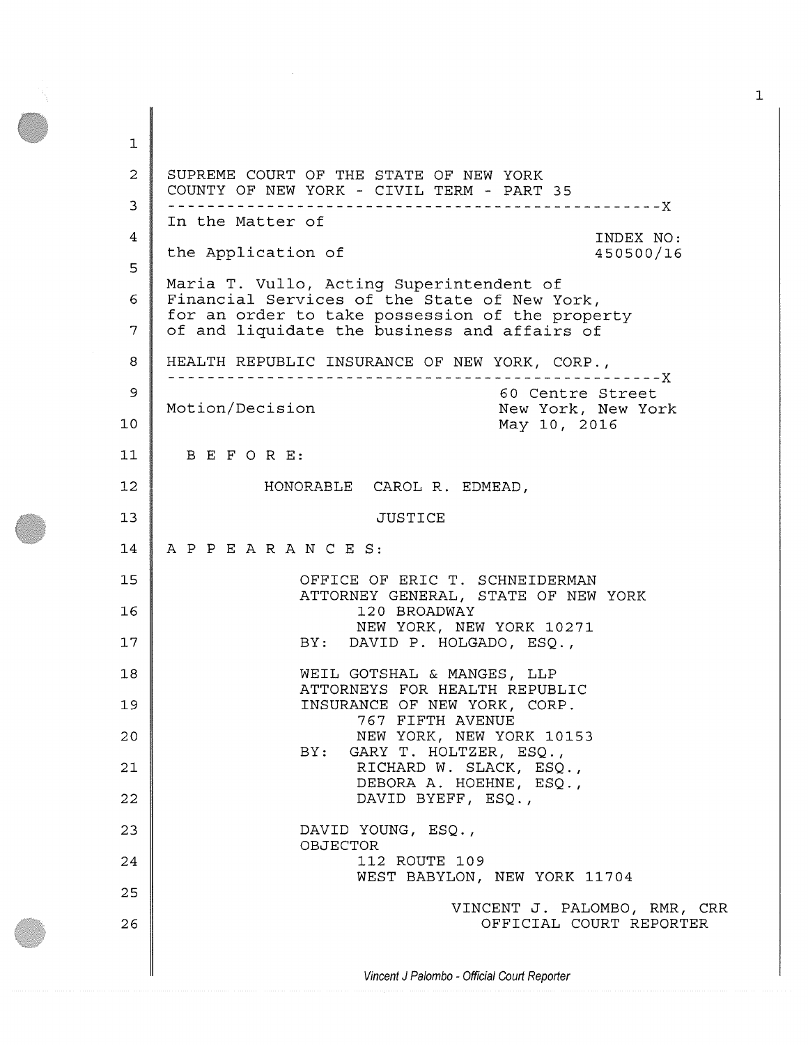SUPREME COURT OF THE STATE OF NEW YORK
COUNTY OF NEW YORK - CIVIL TERM - PART 35

---

In the Matter of

the Application of

INDEX NO: 450500/16

Maria T. Vullo, Acting Superintendent of Financial Services of the State of New York, for an order to take possession of the property of and liquidate the business and affairs of

HEALTH REPUBLIC INSURANCE OF NEW YORK, CORP.,

---

Motion/Decision

60 Centre Street
New York, New York
May 10, 2016

B E F O R E:

HONORABLE CAROL R. EDMEAD,

JUSTICE

A P P E A R A N C E S:

OFFICE OF ERIC T. SCHNEIDERMAN
ATTORNEY GENERAL, STATE OF NEW YORK
120 BROADWAY
NEW YORK, NEW YORK 10271
BY: DAVID P. HOLGADO, ESQ.,

WEIL GOTSHAL & MANGES, LLP
ATTORNEYS FOR HEALTH REPUBLIC INSURANCE OF NEW YORK, CORP.
767 FIFTH AVENUE
NEW YORK, NEW YORK 10153
BY: GARY T. HOLTZER, ESQ.,
RICHARD W. SLACK, ESQ.,
DEBORA A. HOEHNE, ESQ.,
DAVID BYEFF, ESQ.,

DAVID YOUNG, ESQ.,
OBJECTOR
112 ROUTE 109
WEST BABYLON, NEW YORK 11704

VINCENT J. PALOMBO, RMR, CRR
OFFICIAL COURT REPORTER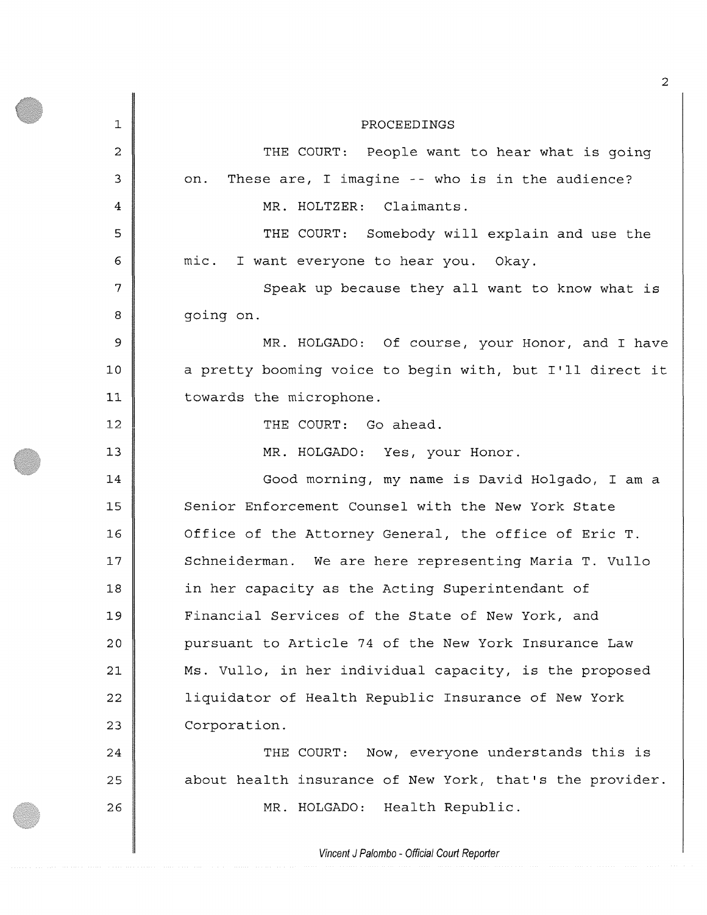PROCEEDINGS

THE COURT: People want to hear what is going on. These are, I imagine -- who is in the audience?

MR. HOLTZER: Claimants.

THE COURT: Somebody will explain and use the mic. I want everyone to hear you. Okay.

Speak up because they all want to know what is going on.

MR. HOLGADO: Of course, your Honor, and I have a pretty booming voice to begin with, but I'll direct it towards the microphone.

THE COURT: Go ahead.

MR. HOLGADO: Yes, your Honor.

Good morning, my name is David Holgado, I am a Senior Enforcement Counsel with the New York State Office of the Attorney General, the office of Eric T. Schneiderman. We are here representing Maria T. Vullo in her capacity as the Acting Superintendant of Financial Services of the State of New York, and pursuant to Article 74 of the New York Insurance Law Ms. Vullo, in her individual capacity, is the proposed liquidator of Health Republic Insurance of New York Corporation.

THE COURT: Now, everyone understands this is about health insurance of New York, that's the provider.

MR. HOLGADO: Health Republic.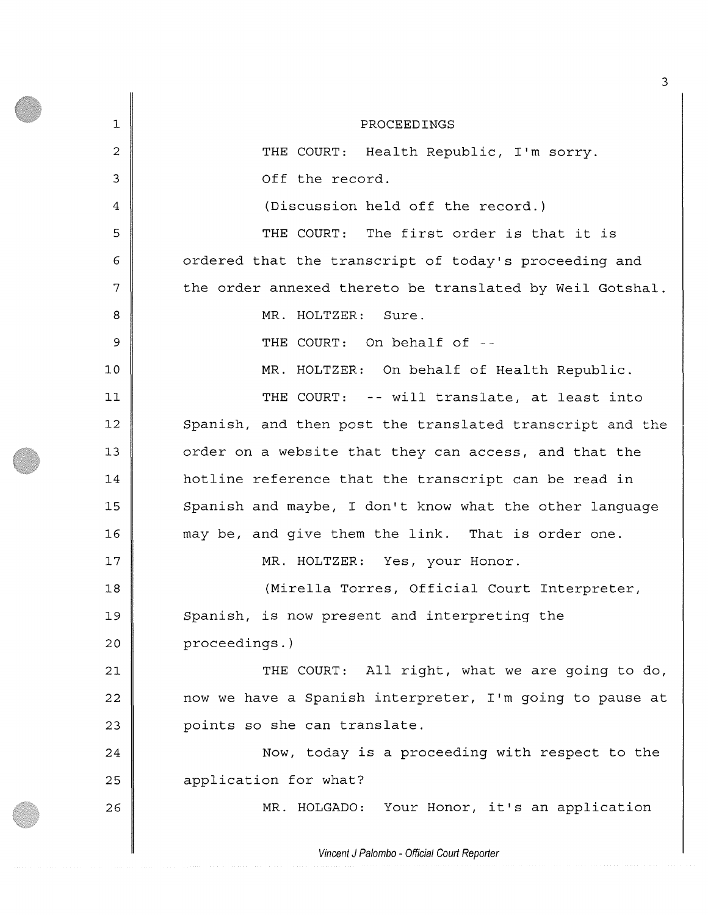PROCEEDINGS

THE COURT: Health Republic, I'm sorry.

Off the record.

(Discussion held off the record.)

THE COURT: The first order is that it is ordered that the transcript of today's proceeding and the order annexed thereto be translated by Weil Gotshal.

MR. HOLTZER: Sure.

THE COURT: On behalf of --

MR. HOLTZER: On behalf of Health Republic.

THE COURT: -- will translate, at least into Spanish, and then post the translated transcript and the order on a website that they can access, and that the hotline reference that the transcript can be read in Spanish and maybe, I don't know what the other language may be, and give them the link. That is order one.

MR. HOLTZER: Yes, your Honor.

(Mirella Torres, Official Court Interpreter, Spanish, is now present and interpreting the proceedings.)

THE COURT: All right, what we are going to do, now we have a Spanish interpreter, I'm going to pause at points so she can translate.

Now, today is a proceeding with respect to the application for what?

MR. HOLGADO: Your Honor, it's an application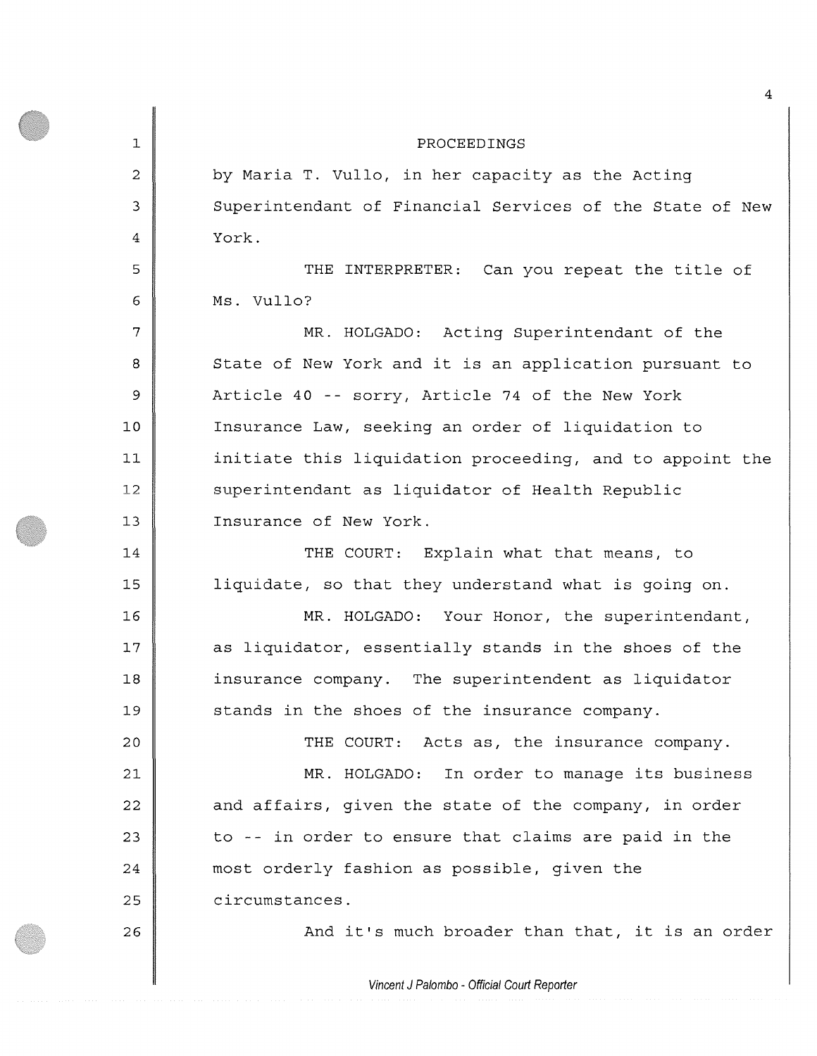PROCEEDINGS

by Maria T. Vullo, in her capacity as the Acting Superintendant of Financial Services of the State of New York.

THE INTERPRETER: Can you repeat the title of Ms. Vullo?

MR. HOLGADO: Acting Superintendant of the State of New York and it is an application pursuant to Article 40 -- sorry, Article 74 of the New York Insurance Law, seeking an order of liquidation to initiate this liquidation proceeding, and to appoint the superintendant as liquidator of Health Republic Insurance of New York.

THE COURT: Explain what that means, to liquidate, so that they understand what is going on.

MR. HOLGADO: Your Honor, the superintendant, as liquidator, essentially stands in the shoes of the insurance company. The superintendent as liquidator stands in the shoes of the insurance company.

THE COURT: Acts as, the insurance company.

MR. HOLGADO: In order to manage its business and affairs, given the state of the company, in order to -- in order to ensure that claims are paid in the most orderly fashion as possible, given the circumstances.

And it's much broader than that, it is an order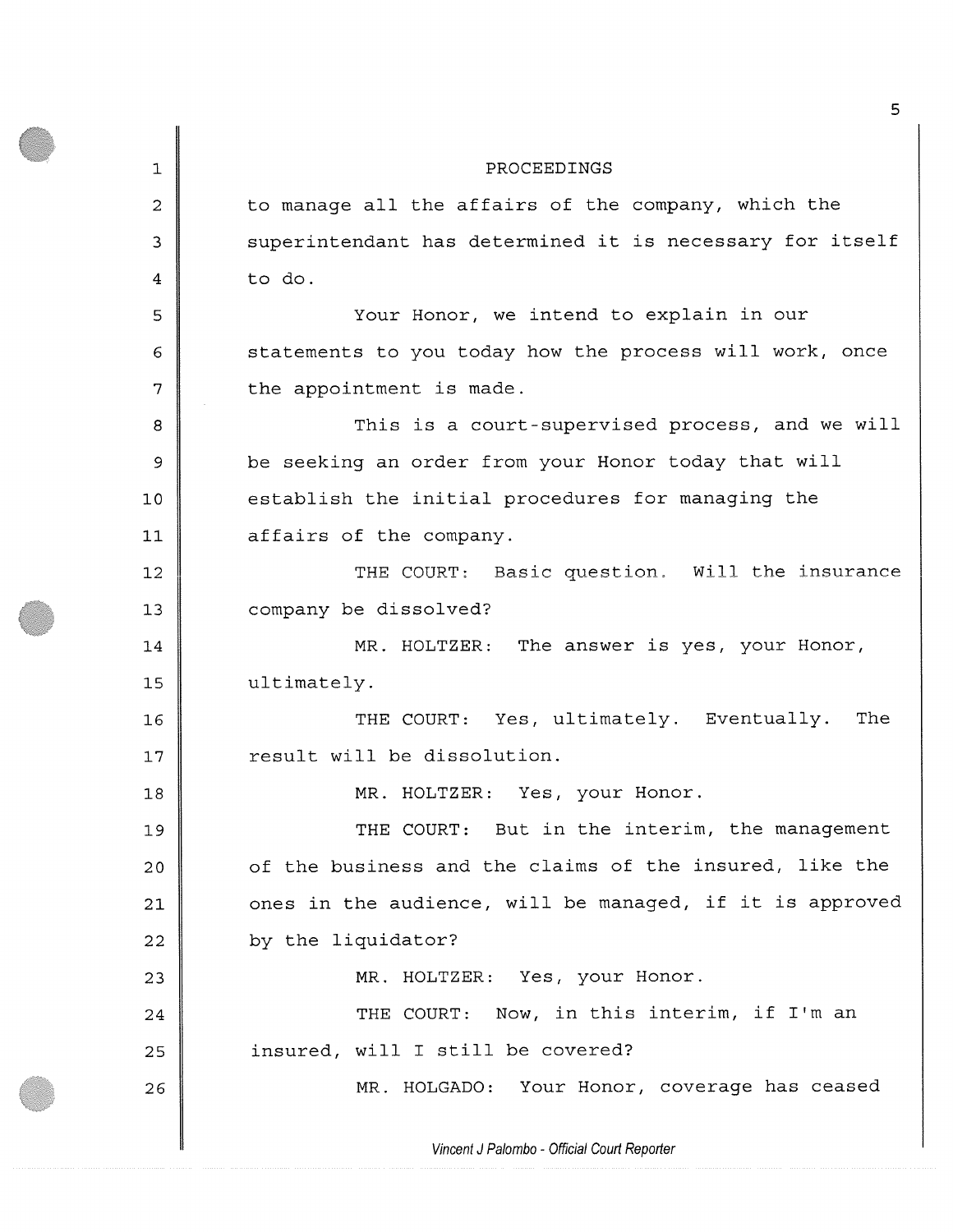PROCEEDINGS

to manage all the affairs of the company, which the superintendant has determined it is necessary for itself to do.

Your Honor, we intend to explain in our statements to you today how the process will work, once the appointment is made.

This is a court-supervised process, and we will be seeking an order from your Honor today that will establish the initial procedures for managing the affairs of the company.

THE COURT: Basic question. Will the insurance company be dissolved?

MR. HOLTZER: The answer is yes, your Honor, ultimately.

THE COURT: Yes, ultimately. Eventually. The result will be dissolution.

MR. HOLTZER: Yes, your Honor.

THE COURT: But in the interim, the management of the business and the claims of the insured, like the ones in the audience, will be managed, if it is approved by the liquidator?

MR. HOLTZER: Yes, your Honor.

THE COURT: Now, in this interim, if I'm an insured, will I still be covered?

MR. HOLGADO: Your Honor, coverage has ceased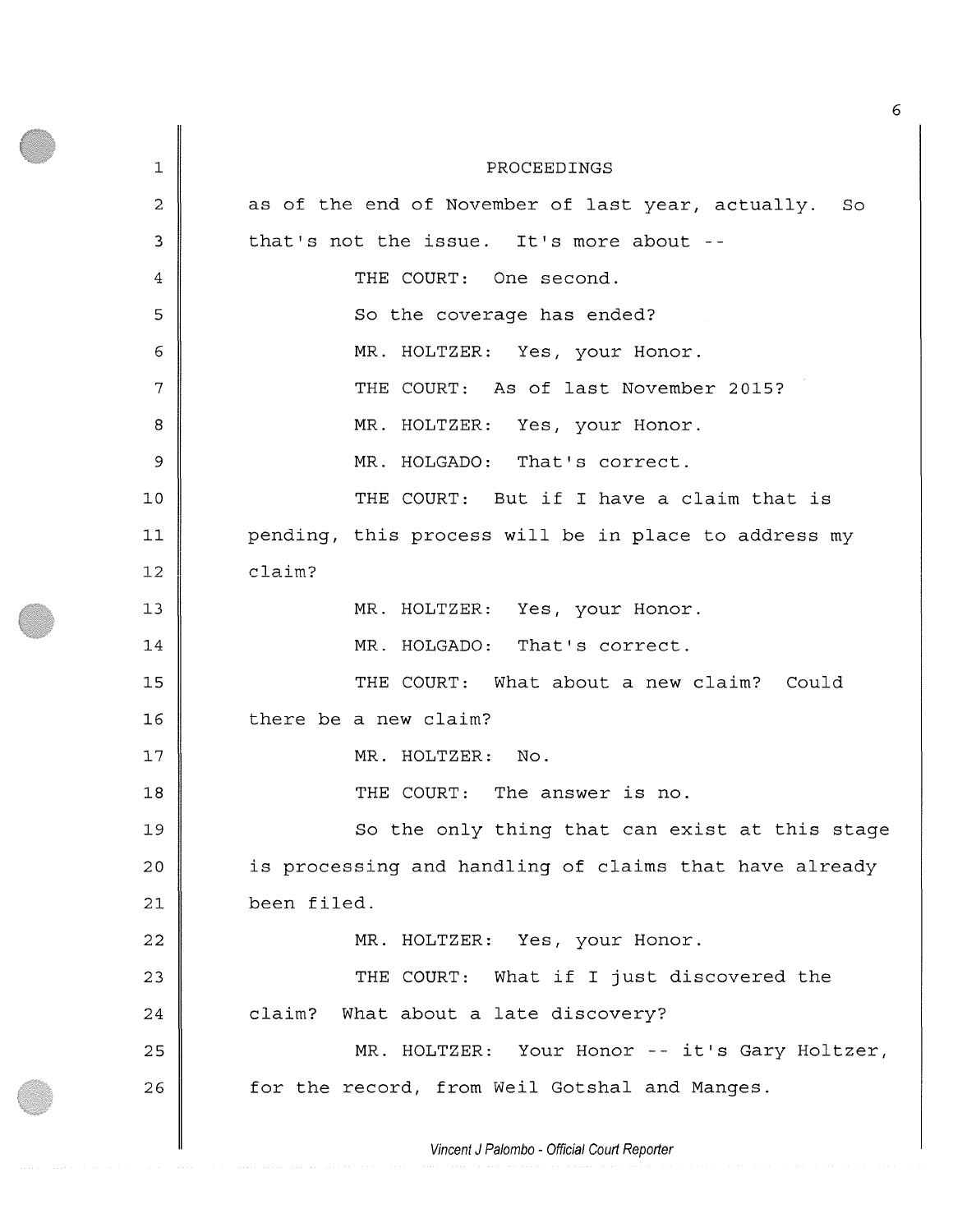PROCEEDINGS

as of the end of November of last year, actually. So that's not the issue. It's more about --

THE COURT: One second.

So the coverage has ended?

MR. HOLTZER: Yes, your Honor.

THE COURT: As of last November 2015?

MR. HOLTZER: Yes, your Honor.

MR. HOLGADO: That's correct.

THE COURT: But if I have a claim that is pending, this process will be in place to address my claim?

MR. HOLTZER: Yes, your Honor.

MR. HOLGADO: That's correct.

THE COURT: What about a new claim? Could there be a new claim?

MR. HOLTZER: No.

THE COURT: The answer is no.

So the only thing that can exist at this stage is processing and handling of claims that have already been filed.

MR. HOLTZER: Yes, your Honor.

THE COURT: What if I just discovered the claim? What about a late discovery?

MR. HOLTZER: Your Honor -- it's Gary Holtzer, for the record, from Weil Gotshal and Manges.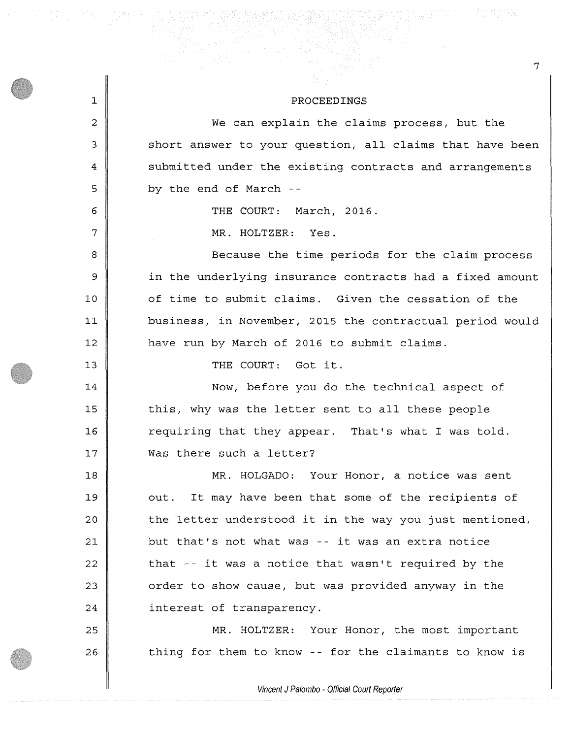PROCEEDINGS

We can explain the claims process, but the short answer to your question, all claims that have been submitted under the existing contracts and arrangements by the end of March --

THE COURT: March, 2016.

MR. HOLTZER: Yes.

Because the time periods for the claim process in the underlying insurance contracts had a fixed amount of time to submit claims. Given the cessation of the business, in November, 2015 the contractual period would have run by March of 2016 to submit claims.

THE COURT: Got it.

Now, before you do the technical aspect of this, why was the letter sent to all these people requiring that they appear. That's what I was told. Was there such a letter?

MR. HOLGADO: Your Honor, a notice was sent out. It may have been that some of the recipients of the letter understood it in the way you just mentioned, but that's not what was -- it was an extra notice that -- it was a notice that wasn't required by the order to show cause, but was provided anyway in the interest of transparency.

MR. HOLTZER: Your Honor, the most important thing for them to know -- for the claimants to know is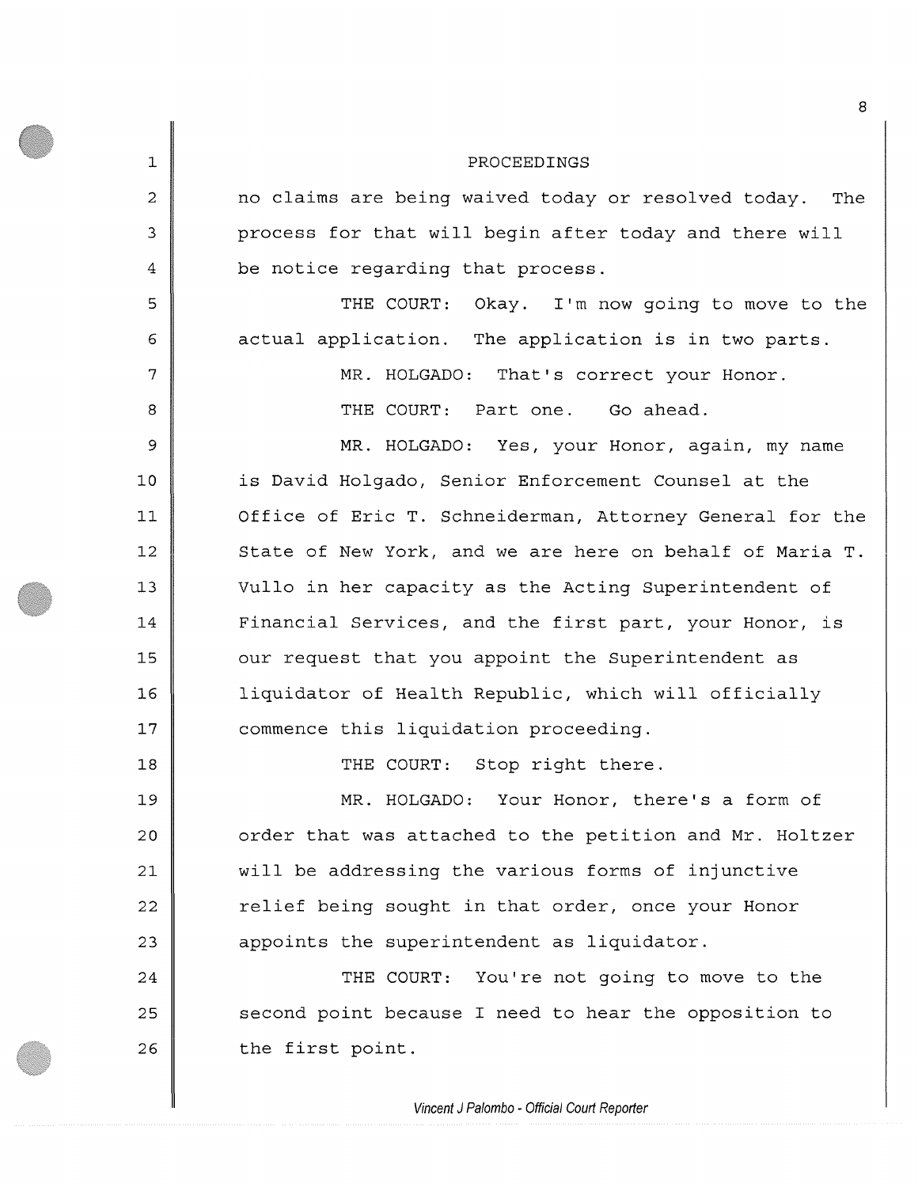PROCEEDINGS

no claims are being waived today or resolved today. The process for that will begin after today and there will be notice regarding that process.

THE COURT: Okay. I'm now going to move to the actual application. The application is in two parts.

MR. HOLGADO: That's correct your Honor.

THE COURT: Part one. Go ahead.

MR. HOLGADO: Yes, your Honor, again, my name is David Holgado, Senior Enforcement Counsel at the Office of Eric T. Schneiderman, Attorney General for the State of New York, and we are here on behalf of Maria T. Vullo in her capacity as the Acting Superintendent of Financial Services, and the first part, your Honor, is our request that you appoint the Superintendent as liquidator of Health Republic, which will officially commence this liquidation proceeding.

THE COURT: Stop right there.

MR. HOLGADO: Your Honor, there's a form of order that was attached to the petition and Mr. Holtzer will be addressing the various forms of injunctive relief being sought in that order, once your Honor appoints the superintendent as liquidator.

THE COURT: You're not going to move to the second point because I need to hear the opposition to the first point.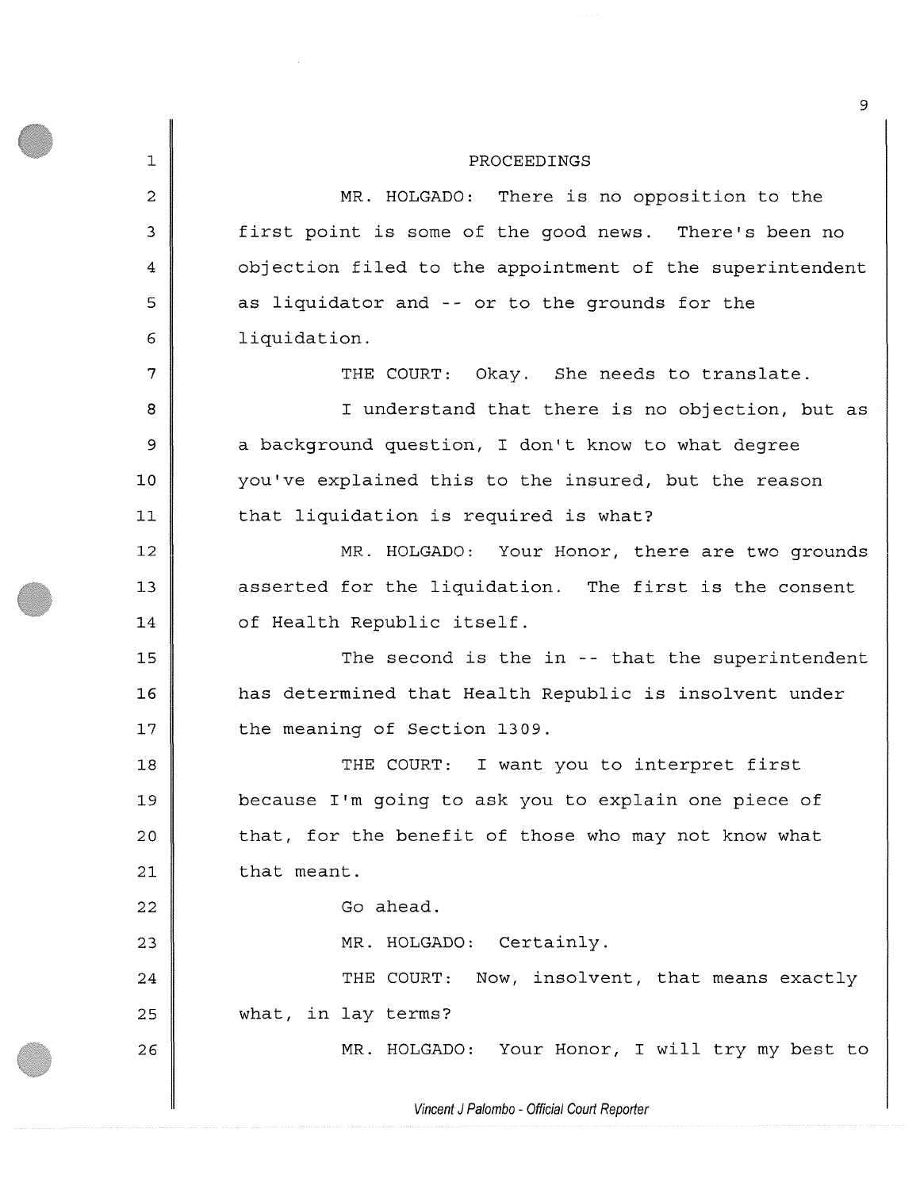PROCEEDINGS

MR. HOLGADO: There is no opposition to the first point is some of the good news. There's been no objection filed to the appointment of the superintendent as liquidator and -- or to the grounds for the liquidation.

THE COURT: Okay. She needs to translate.

I understand that there is no objection, but as a background question, I don't know to what degree you've explained this to the insured, but the reason that liquidation is required is what?

MR. HOLGADO: Your Honor, there are two grounds asserted for the liquidation. The first is the consent of Health Republic itself.

The second is the in -- that the superintendent has determined that Health Republic is insolvent under the meaning of Section 1309.

THE COURT: I want you to interpret first because I'm going to ask you to explain one piece of that, for the benefit of those who may not know what that meant.

Go ahead.

MR. HOLGADO: Certainly.

THE COURT: Now, insolvent, that means exactly what, in lay terms?

MR. HOLGADO: Your Honor, I will try my best to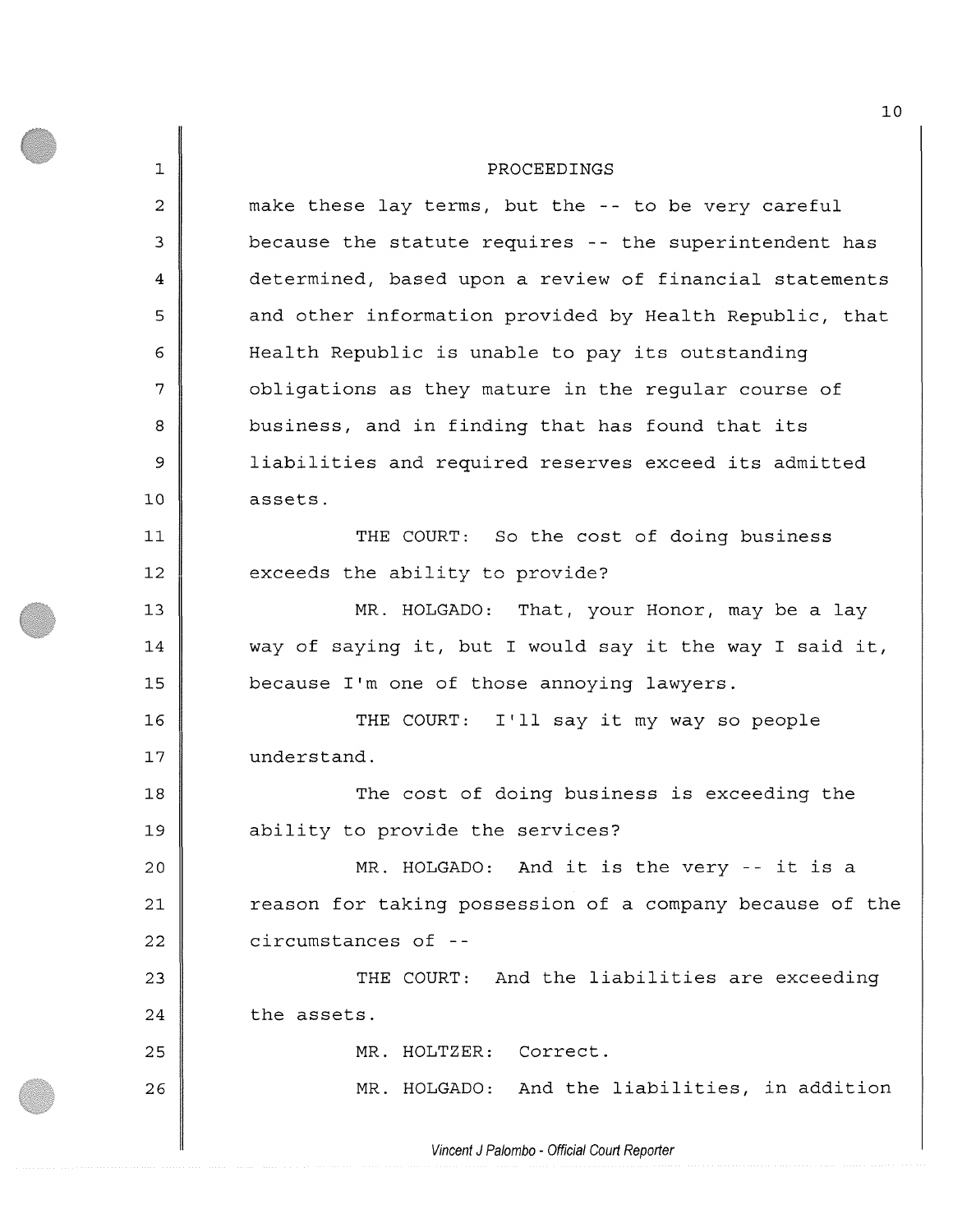PROCEEDINGS

make these lay terms, but the -- to be very careful because the statute requires -- the superintendent has determined, based upon a review of financial statements and other information provided by Health Republic, that Health Republic is unable to pay its outstanding obligations as they mature in the regular course of business, and in finding that has found that its liabilities and required reserves exceed its admitted assets.

THE COURT: So the cost of doing business exceeds the ability to provide?

MR. HOLGADO: That, your Honor, may be a lay way of saying it, but I would say it the way I said it, because I'm one of those annoying lawyers.

THE COURT: I'll say it my way so people understand.

The cost of doing business is exceeding the ability to provide the services?

MR. HOLGADO: And it is the very -- it is a reason for taking possession of a company because of the circumstances of --

THE COURT: And the liabilities are exceeding the assets.

MR. HOLTZER: Correct.

MR. HOLGADO: And the liabilities, in addition

*Vincent J Palombo - Official Court Reporter*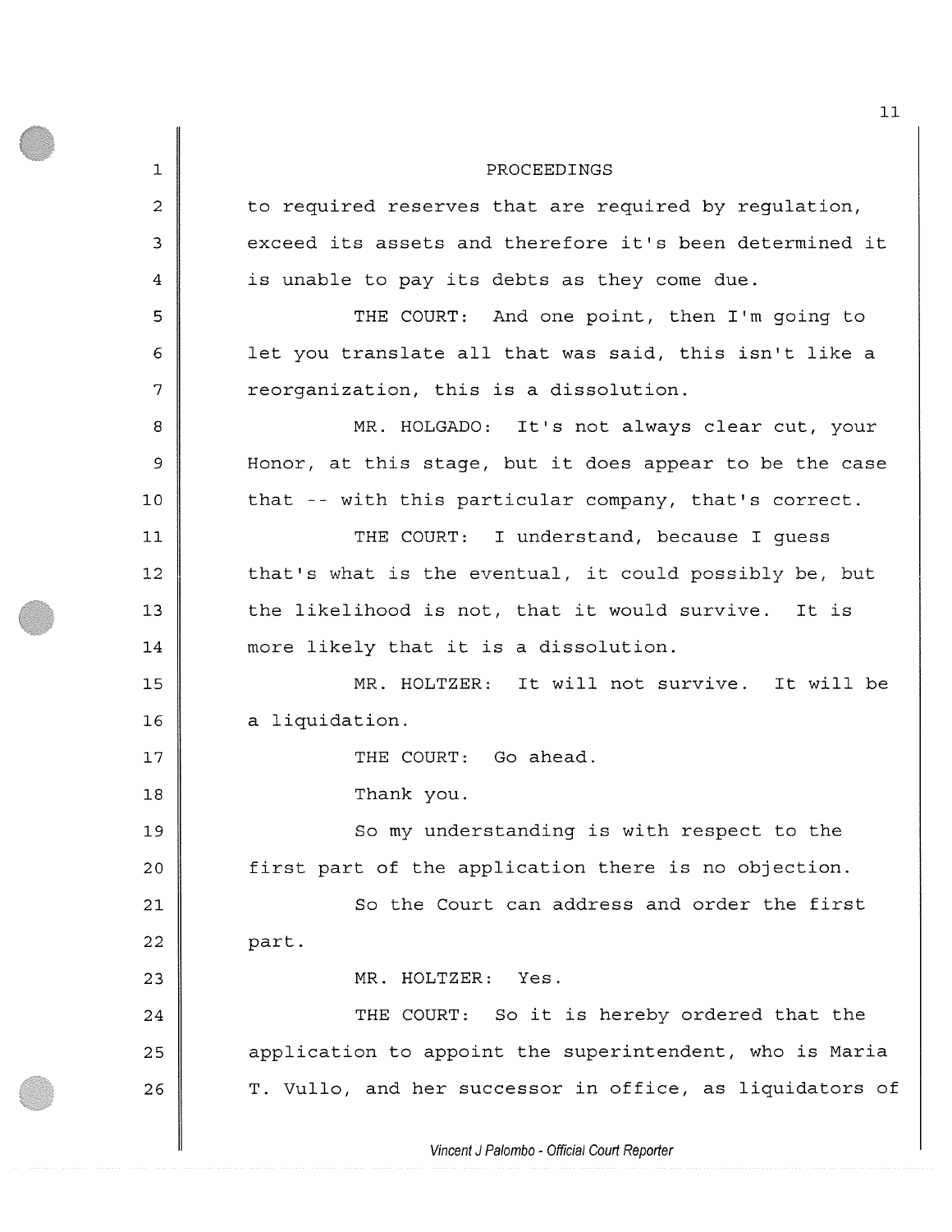PROCEEDINGS

to required reserves that are required by regulation, exceed its assets and therefore it's been determined it is unable to pay its debts as they come due.

THE COURT: And one point, then I'm going to let you translate all that was said, this isn't like a reorganization, this is a dissolution.

MR. HOLGADO: It's not always clear cut, your Honor, at this stage, but it does appear to be the case that -- with this particular company, that's correct.

THE COURT: I understand, because I guess that's what is the eventual, it could possibly be, but the likelihood is not, that it would survive. It is more likely that it is a dissolution.

MR. HOLTZER: It will not survive. It will be a liquidation.

THE COURT: Go ahead.

Thank you.

So my understanding is with respect to the first part of the application there is no objection.

So the Court can address and order the first part.

MR. HOLTZER: Yes.

THE COURT: So it is hereby ordered that the application to appoint the superintendent, who is Maria T. Vullo, and her successor in office, as liquidators of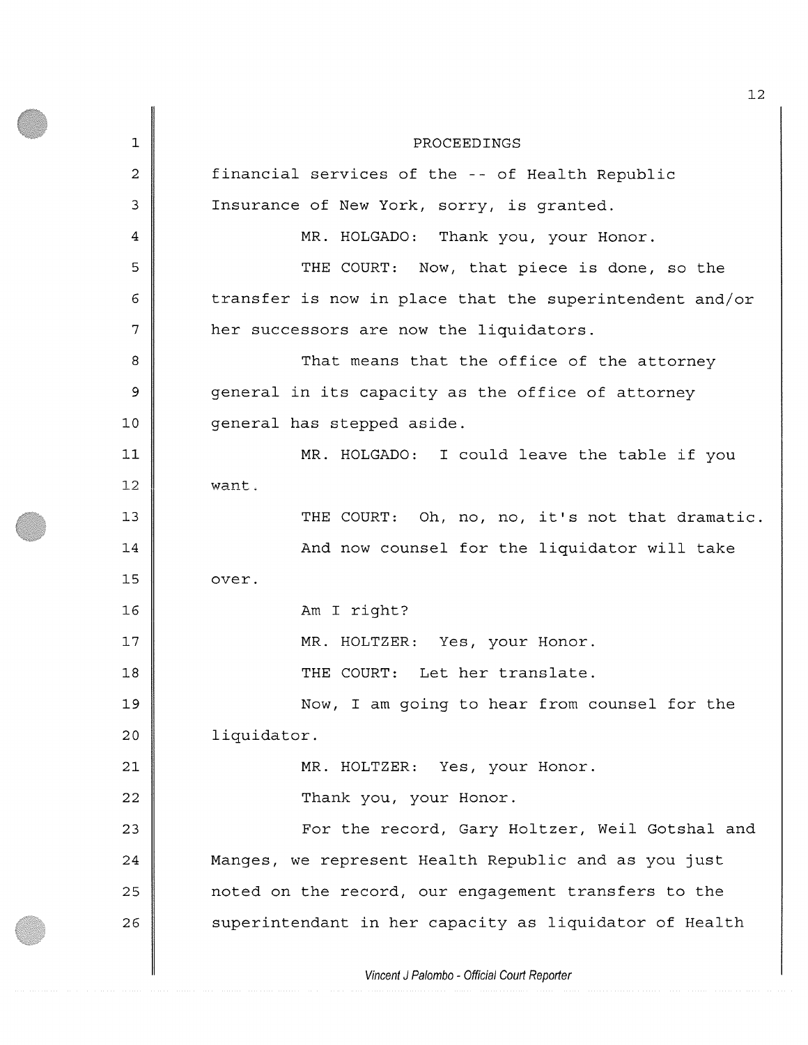PROCEEDINGS

financial services of the -- of Health Republic Insurance of New York, sorry, is granted.

MR. HOLGADO: Thank you, your Honor.

THE COURT: Now, that piece is done, so the transfer is now in place that the superintendent and/or her successors are now the liquidators.

That means that the office of the attorney general in its capacity as the office of attorney general has stepped aside.

MR. HOLGADO: I could leave the table if you want.

THE COURT: Oh, no, no, it's not that dramatic.

And now counsel for the liquidator will take over.

Am I right?

MR. HOLTZER: Yes, your Honor.

THE COURT: Let her translate.

Now, I am going to hear from counsel for the liquidator.

MR. HOLTZER: Yes, your Honor.

Thank you, your Honor.

For the record, Gary Holtzer, Weil Gotshal and Manges, we represent Health Republic and as you just noted on the record, our engagement transfers to the superintendant in her capacity as liquidator of Health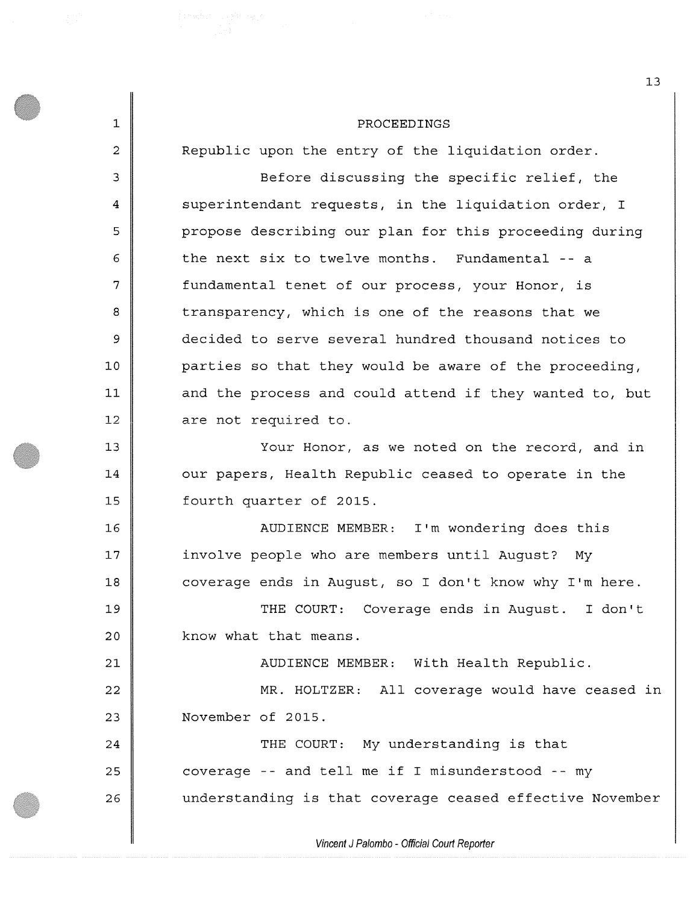PROCEEDINGS

Republic upon the entry of the liquidation order.

Before discussing the specific relief, the superintendant requests, in the liquidation order, I propose describing our plan for this proceeding during the next six to twelve months. Fundamental -- a fundamental tenet of our process, your Honor, is transparency, which is one of the reasons that we decided to serve several hundred thousand notices to parties so that they would be aware of the proceeding, and the process and could attend if they wanted to, but are not required to.

Your Honor, as we noted on the record, and in our papers, Health Republic ceased to operate in the fourth quarter of 2015.

AUDIENCE MEMBER: I'm wondering does this involve people who are members until August? My coverage ends in August, so I don't know why I'm here.

THE COURT: Coverage ends in August. I don't know what that means.

AUDIENCE MEMBER: With Health Republic.

MR. HOLTZER: All coverage would have ceased in November of 2015.

THE COURT: My understanding is that coverage -- and tell me if I misunderstood -- my understanding is that coverage ceased effective November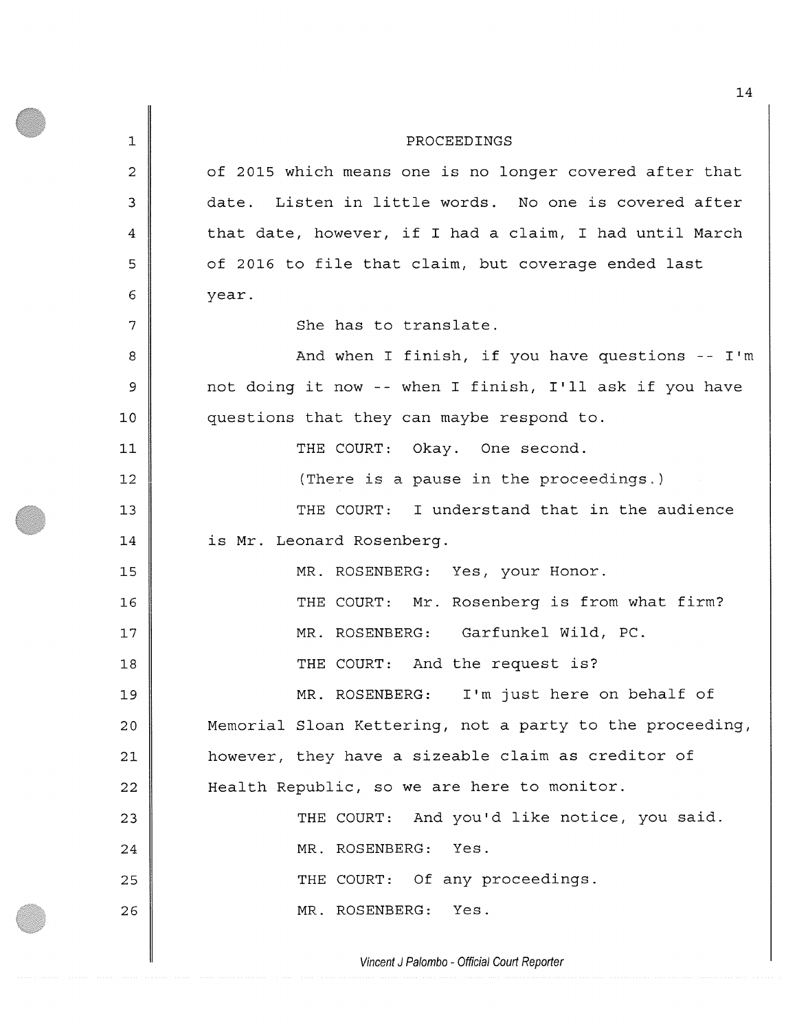PROCEEDINGS

of 2015 which means one is no longer covered after that date. Listen in little words. No one is covered after that date, however, if I had a claim, I had until March of 2016 to file that claim, but coverage ended last year.

She has to translate.

And when I finish, if you have questions -- I'm not doing it now -- when I finish, I'll ask if you have questions that they can maybe respond to.

THE COURT: Okay. One second.

(There is a pause in the proceedings.)

THE COURT: I understand that in the audience is Mr. Leonard Rosenberg.

MR. ROSENBERG: Yes, your Honor.

THE COURT: Mr. Rosenberg is from what firm?

MR. ROSENBERG: Garfunkel Wild, PC.

THE COURT: And the request is?

MR. ROSENBERG: I'm just here on behalf of Memorial Sloan Kettering, not a party to the proceeding, however, they have a sizeable claim as creditor of Health Republic, so we are here to monitor.

THE COURT: And you'd like notice, you said.

MR. ROSENBERG: Yes.

THE COURT: Of any proceedings.

MR. ROSENBERG: Yes.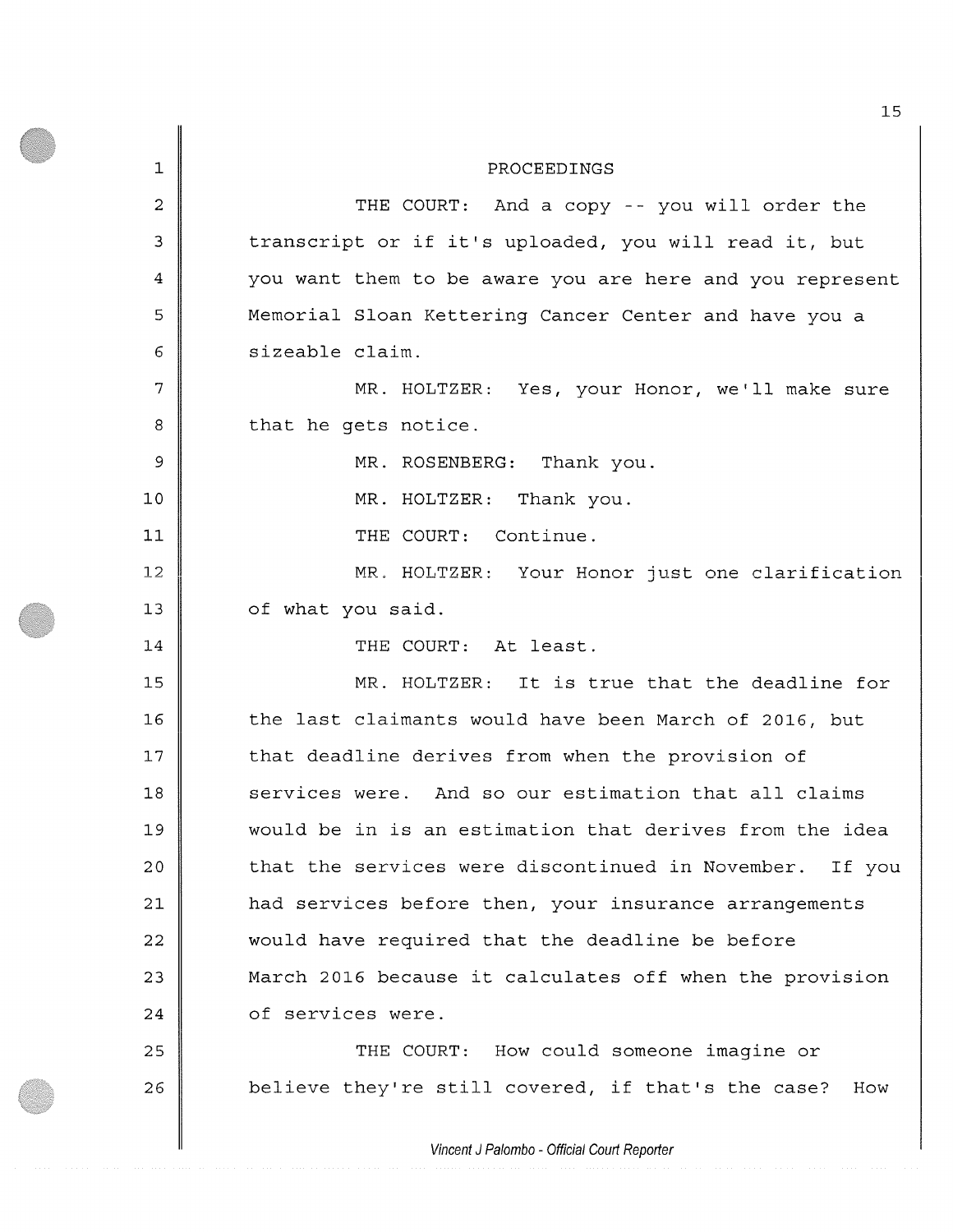PROCEEDINGS

THE COURT: And a copy -- you will order the transcript or if it's uploaded, you will read it, but you want them to be aware you are here and you represent Memorial Sloan Kettering Cancer Center and have you a sizeable claim.

MR. HOLTZER: Yes, your Honor, we'll make sure that he gets notice.

MR. ROSENBERG: Thank you.

MR. HOLTZER: Thank you.

THE COURT: Continue.

MR. HOLTZER: Your Honor just one clarification of what you said.

THE COURT: At least.

MR. HOLTZER: It is true that the deadline for the last claimants would have been March of 2016, but that deadline derives from when the provision of services were. And so our estimation that all claims would be in is an estimation that derives from the idea that the services were discontinued in November. If you had services before then, your insurance arrangements would have required that the deadline be before March 2016 because it calculates off when the provision of services were.

THE COURT: How could someone imagine or believe they're still covered, if that's the case? How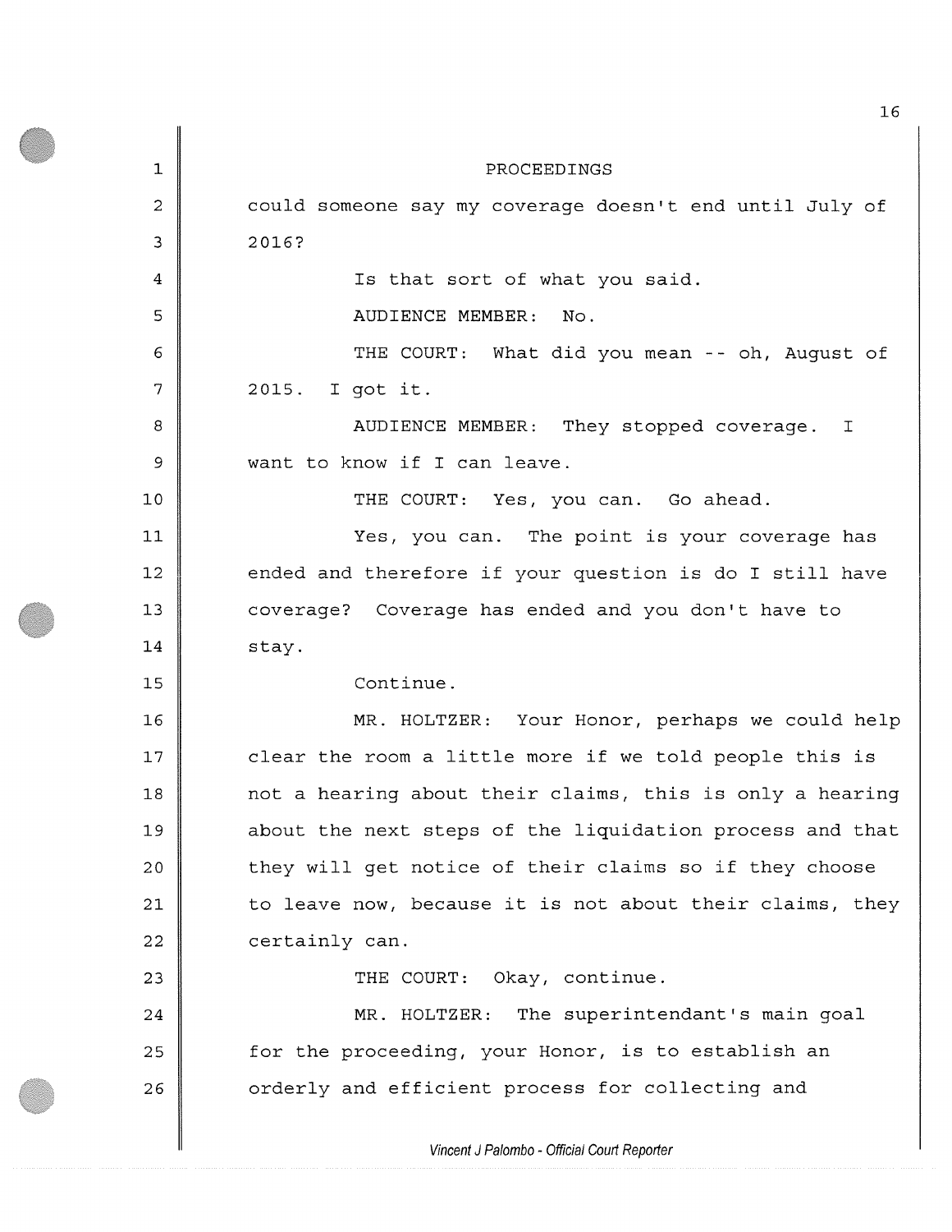PROCEEDINGS

could someone say my coverage doesn't end until July of 2016?

Is that sort of what you said.

AUDIENCE MEMBER: No.

THE COURT: What did you mean -- oh, August of 2015. I got it.

AUDIENCE MEMBER: They stopped coverage. I want to know if I can leave.

THE COURT: Yes, you can. Go ahead.

Yes, you can. The point is your coverage has ended and therefore if your question is do I still have coverage? Coverage has ended and you don't have to stay.

Continue.

MR. HOLTZER: Your Honor, perhaps we could help clear the room a little more if we told people this is not a hearing about their claims, this is only a hearing about the next steps of the liquidation process and that they will get notice of their claims so if they choose to leave now, because it is not about their claims, they certainly can.

THE COURT: Okay, continue.

MR. HOLTZER: The superintendant's main goal for the proceeding, your Honor, is to establish an orderly and efficient process for collecting and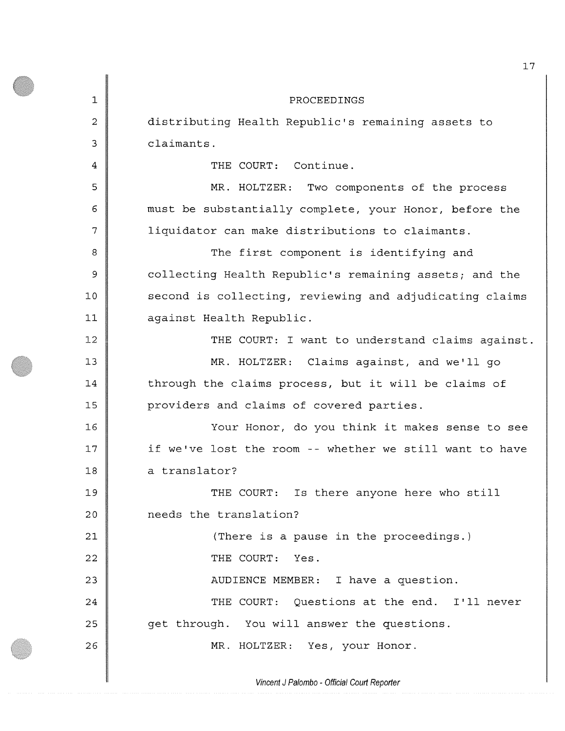PROCEEDINGS

distributing Health Republic's remaining assets to claimants.

THE COURT: Continue.

MR. HOLTZER: Two components of the process must be substantially complete, your Honor, before the liquidator can make distributions to claimants.

The first component is identifying and collecting Health Republic's remaining assets; and the second is collecting, reviewing and adjudicating claims against Health Republic.

THE COURT: I want to understand claims against.

MR. HOLTZER: Claims against, and we'll go through the claims process, but it will be claims of providers and claims of covered parties.

Your Honor, do you think it makes sense to see if we've lost the room -- whether we still want to have a translator?

THE COURT: Is there anyone here who still needs the translation?

(There is a pause in the proceedings.)

THE COURT: Yes.

AUDIENCE MEMBER: I have a question.

THE COURT: Questions at the end. I'll never get through. You will answer the questions.

MR. HOLTZER: Yes, your Honor.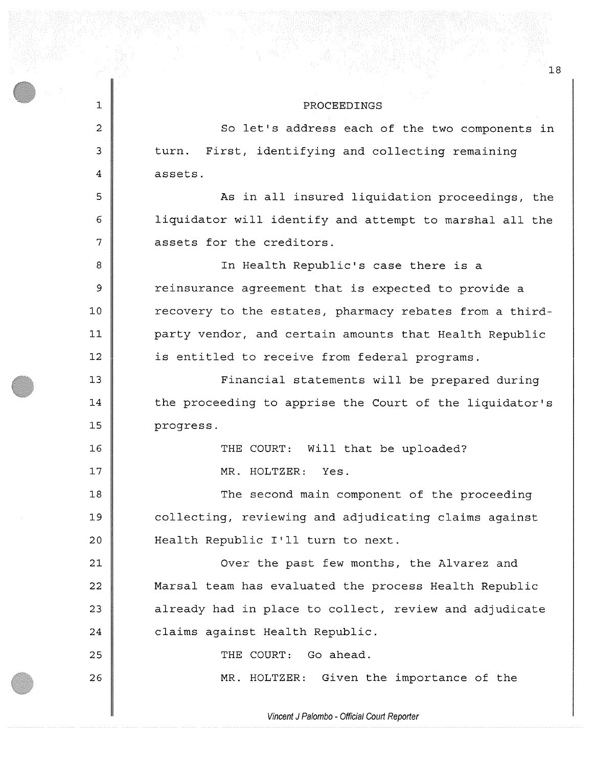PROCEEDINGS

So let's address each of the two components in turn. First, identifying and collecting remaining assets.

As in all insured liquidation proceedings, the liquidator will identify and attempt to marshal all the assets for the creditors.

In Health Republic's case there is a reinsurance agreement that is expected to provide a recovery to the estates, pharmacy rebates from a third-party vendor, and certain amounts that Health Republic is entitled to receive from federal programs.

Financial statements will be prepared during the proceeding to apprise the Court of the liquidator's progress.

THE COURT: Will that be uploaded?

MR. HOLTZER: Yes.

The second main component of the proceeding collecting, reviewing and adjudicating claims against Health Republic I'll turn to next.

Over the past few months, the Alvarez and Marsal team has evaluated the process Health Republic already had in place to collect, review and adjudicate claims against Health Republic.

THE COURT: Go ahead.

MR. HOLTZER: Given the importance of the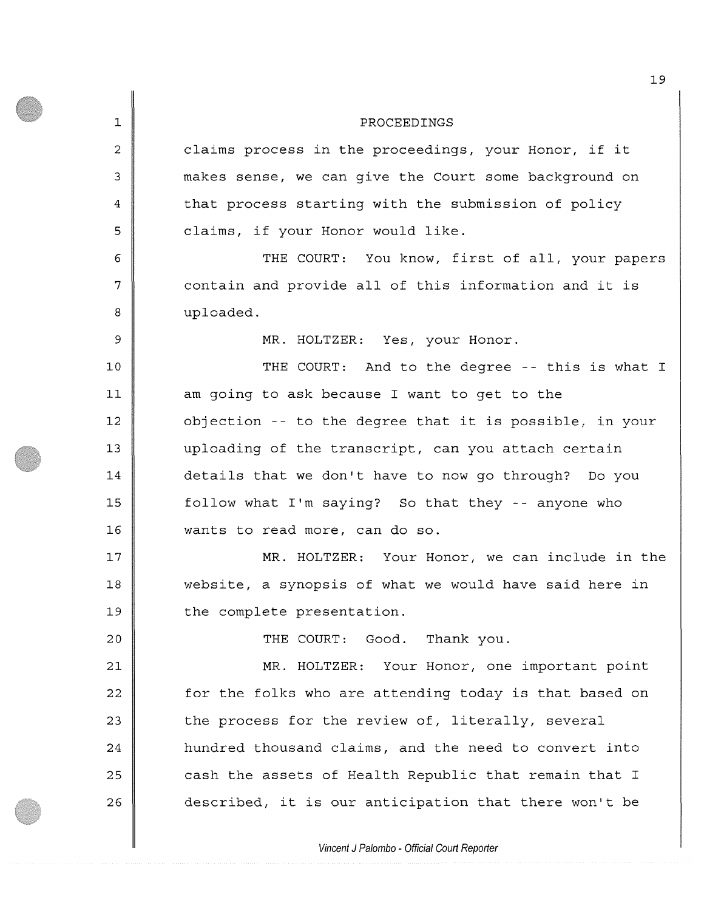PROCEEDINGS

claims process in the proceedings, your Honor, if it makes sense, we can give the Court some background on that process starting with the submission of policy claims, if your Honor would like.

THE COURT: You know, first of all, your papers contain and provide all of this information and it is uploaded.

MR. HOLTZER: Yes, your Honor.

THE COURT: And to the degree -- this is what I am going to ask because I want to get to the objection -- to the degree that it is possible, in your uploading of the transcript, can you attach certain details that we don't have to now go through? Do you follow what I'm saying? So that they -- anyone who wants to read more, can do so.

MR. HOLTZER: Your Honor, we can include in the website, a synopsis of what we would have said here in the complete presentation.

THE COURT: Good. Thank you.

MR. HOLTZER: Your Honor, one important point for the folks who are attending today is that based on the process for the review of, literally, several hundred thousand claims, and the need to convert into cash the assets of Health Republic that remain that I described, it is our anticipation that there won't be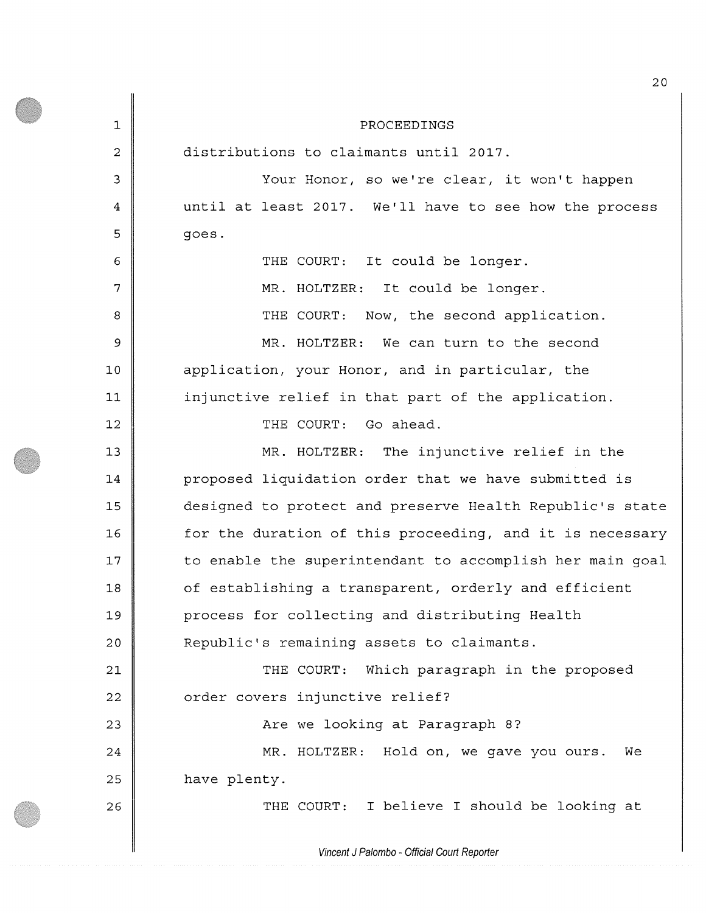PROCEEDINGS

distributions to claimants until 2017.

Your Honor, so we're clear, it won't happen until at least 2017. We'll have to see how the process goes.

THE COURT: It could be longer.

MR. HOLTZER: It could be longer.

THE COURT: Now, the second application.

MR. HOLTZER: We can turn to the second application, your Honor, and in particular, the injunctive relief in that part of the application.

THE COURT: Go ahead.

MR. HOLTZER: The injunctive relief in the proposed liquidation order that we have submitted is designed to protect and preserve Health Republic's state for the duration of this proceeding, and it is necessary to enable the superintendant to accomplish her main goal of establishing a transparent, orderly and efficient process for collecting and distributing Health Republic's remaining assets to claimants.

THE COURT: Which paragraph in the proposed order covers injunctive relief?

Are we looking at Paragraph 8?

MR. HOLTZER: Hold on, we gave you ours. We have plenty.

THE COURT: I believe I should be looking at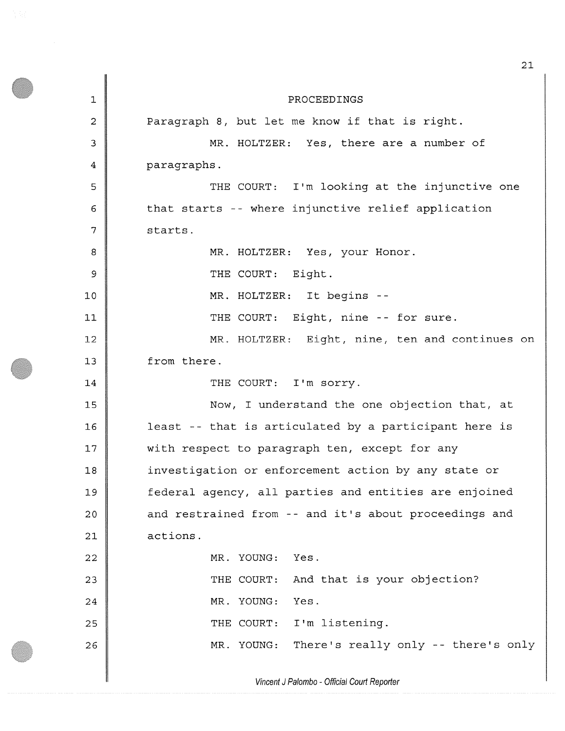PROCEEDINGS

Paragraph 8, but let me know if that is right.

MR. HOLTZER: Yes, there are a number of paragraphs.

THE COURT: I'm looking at the injunctive one that starts -- where injunctive relief application starts.

MR. HOLTZER: Yes, your Honor.

THE COURT: Eight.

MR. HOLTZER: It begins --

THE COURT: Eight, nine -- for sure.

MR. HOLTZER: Eight, nine, ten and continues on from there.

THE COURT: I'm sorry.

Now, I understand the one objection that, at least -- that is articulated by a participant here is with respect to paragraph ten, except for any investigation or enforcement action by any state or federal agency, all parties and entities are enjoined and restrained from -- and it's about proceedings and actions.

MR. YOUNG: Yes.

THE COURT: And that is your objection?

MR. YOUNG: Yes.

THE COURT: I'm listening.

MR. YOUNG: There's really only -- there's only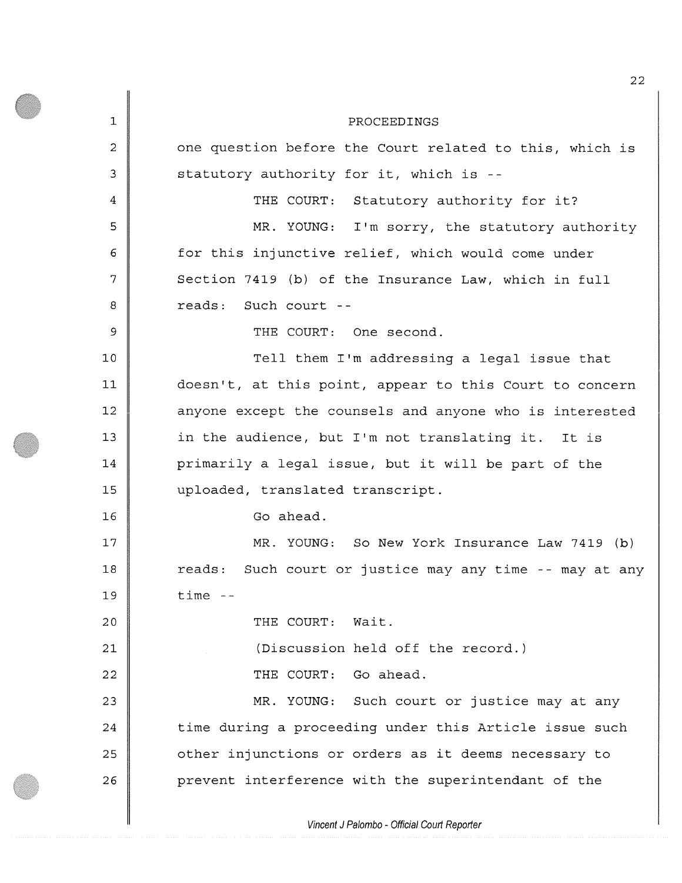PROCEEDINGS

one question before the Court related to this, which is statutory authority for it, which is --

THE COURT: Statutory authority for it?

MR. YOUNG: I'm sorry, the statutory authority for this injunctive relief, which would come under Section 7419 (b) of the Insurance Law, which in full reads: Such court --

THE COURT: One second.

Tell them I'm addressing a legal issue that doesn't, at this point, appear to this Court to concern anyone except the counsels and anyone who is interested in the audience, but I'm not translating it. It is primarily a legal issue, but it will be part of the uploaded, translated transcript.

Go ahead.

MR. YOUNG: So New York Insurance Law 7419 (b) reads: Such court or justice may any time -- may at any time --

THE COURT: Wait.

(Discussion held off the record.)

THE COURT: Go ahead.

MR. YOUNG: Such court or justice may at any time during a proceeding under this Article issue such other injunctions or orders as it deems necessary to prevent interference with the superintendant of the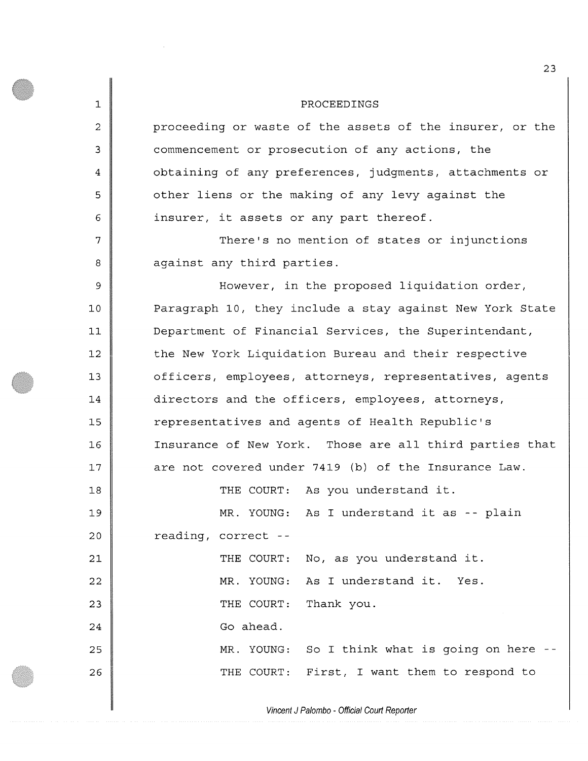PROCEEDINGS

proceeding or waste of the assets of the insurer, or the commencement or prosecution of any actions, the obtaining of any preferences, judgments, attachments or other liens or the making of any levy against the insurer, it assets or any part thereof.

There's no mention of states or injunctions against any third parties.

However, in the proposed liquidation order, Paragraph 10, they include a stay against New York State Department of Financial Services, the Superintendant, the New York Liquidation Bureau and their respective officers, employees, attorneys, representatives, agents directors and the officers, employees, attorneys, representatives and agents of Health Republic's Insurance of New York. Those are all third parties that are not covered under 7419 (b) of the Insurance Law.

THE COURT: As you understand it.

MR. YOUNG: As I understand it as -- plain reading, correct --

THE COURT: No, as you understand it.

MR. YOUNG: As I understand it. Yes.

THE COURT: Thank you.

Go ahead.

MR. YOUNG: So I think what is going on here --

THE COURT: First, I want them to respond to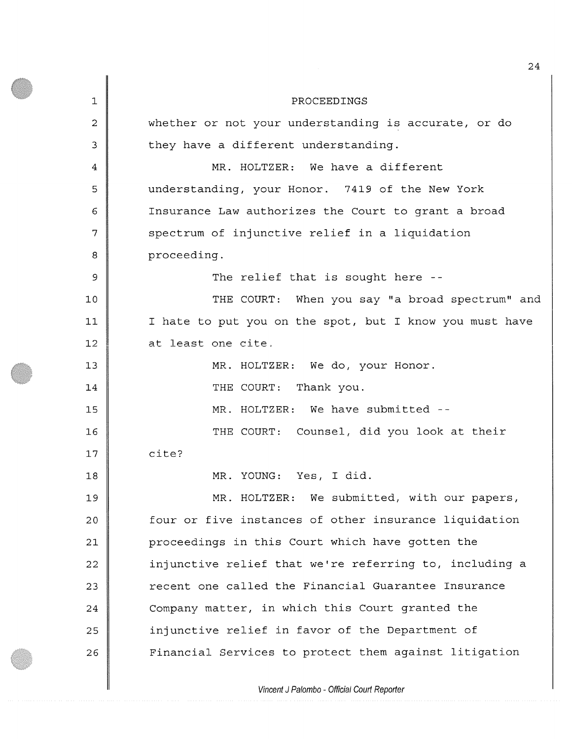PROCEEDINGS

whether or not your understanding is accurate, or do they have a different understanding.

MR. HOLTZER: We have a different understanding, your Honor. 7419 of the New York Insurance Law authorizes the Court to grant a broad spectrum of injunctive relief in a liquidation proceeding.

The relief that is sought here --

THE COURT: When you say "a broad spectrum" and I hate to put you on the spot, but I know you must have at least one cite.

MR. HOLTZER: We do, your Honor.

THE COURT: Thank you.

MR. HOLTZER: We have submitted --

THE COURT: Counsel, did you look at their cite?

MR. YOUNG: Yes, I did.

MR. HOLTZER: We submitted, with our papers, four or five instances of other insurance liquidation proceedings in this Court which have gotten the injunctive relief that we're referring to, including a recent one called the Financial Guarantee Insurance Company matter, in which this Court granted the injunctive relief in favor of the Department of Financial Services to protect them against litigation

*Vincent J Palombo - Official Court Reporter*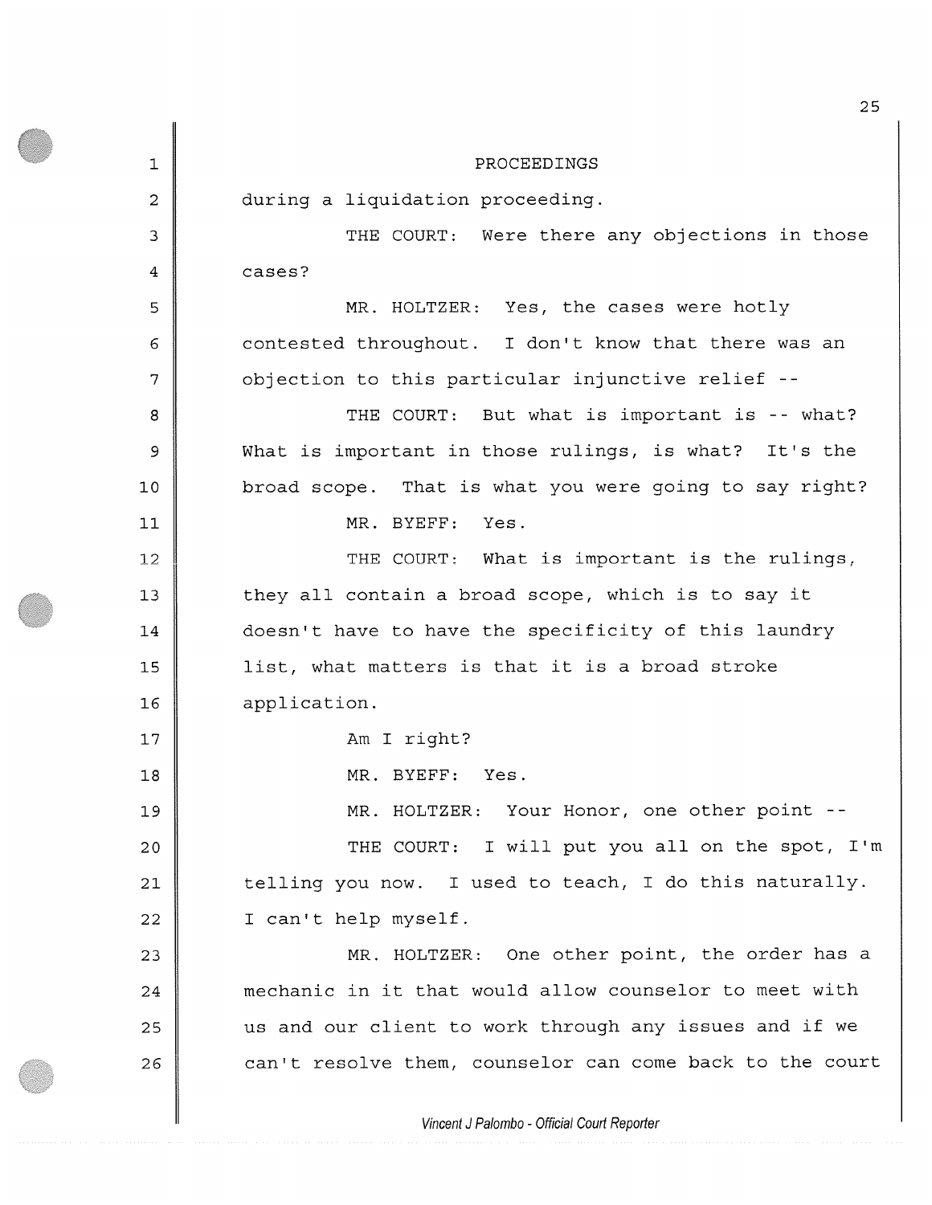PROCEEDINGS

during a liquidation proceeding.

THE COURT: Were there any objections in those cases?

MR. HOLTZER: Yes, the cases were hotly contested throughout. I don't know that there was an objection to this particular injunctive relief --

THE COURT: But what is important is -- what? What is important in those rulings, is what? It's the broad scope. That is what you were going to say right?

MR. BYEFF: Yes.

THE COURT: What is important is the rulings, they all contain a broad scope, which is to say it doesn't have to have the specificity of this laundry list, what matters is that it is a broad stroke application.

Am I right?

MR. BYEFF: Yes.

MR. HOLTZER: Your Honor, one other point --

THE COURT: I will put you all on the spot, I'm telling you now. I used to teach, I do this naturally. I can't help myself.

MR. HOLTZER: One other point, the order has a mechanic in it that would allow counselor to meet with us and our client to work through any issues and if we can't resolve them, counselor can come back to the court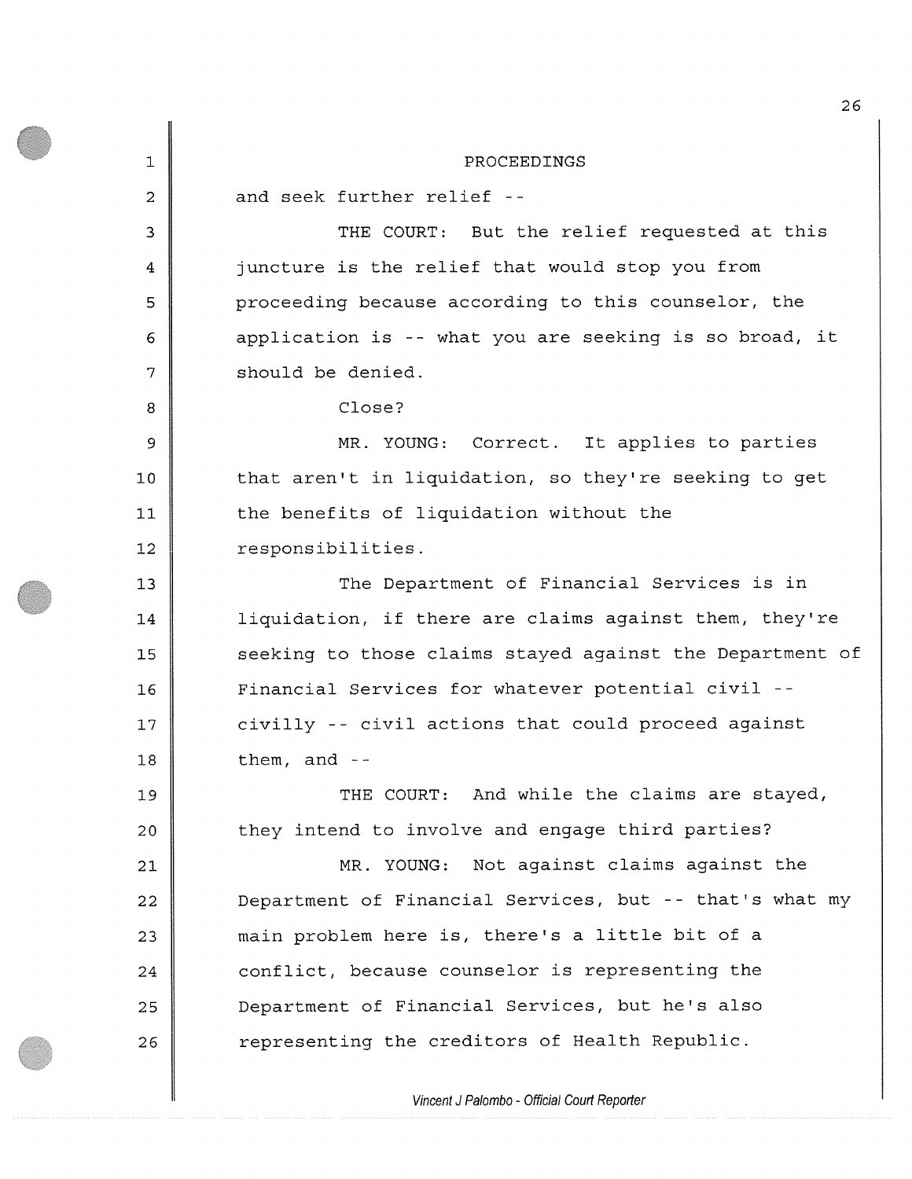PROCEEDINGS

and seek further relief --

THE COURT: But the relief requested at this juncture is the relief that would stop you from proceeding because according to this counselor, the application is -- what you are seeking is so broad, it should be denied.

Close?

MR. YOUNG: Correct. It applies to parties that aren't in liquidation, so they're seeking to get the benefits of liquidation without the responsibilities.

The Department of Financial Services is in liquidation, if there are claims against them, they're seeking to those claims stayed against the Department of Financial Services for whatever potential civil -- civilly -- civil actions that could proceed against them, and --

THE COURT: And while the claims are stayed, they intend to involve and engage third parties?

MR. YOUNG: Not against claims against the Department of Financial Services, but -- that's what my main problem here is, there's a little bit of a conflict, because counselor is representing the Department of Financial Services, but he's also representing the creditors of Health Republic.

*Vincent J Palombo - Official Court Reporter*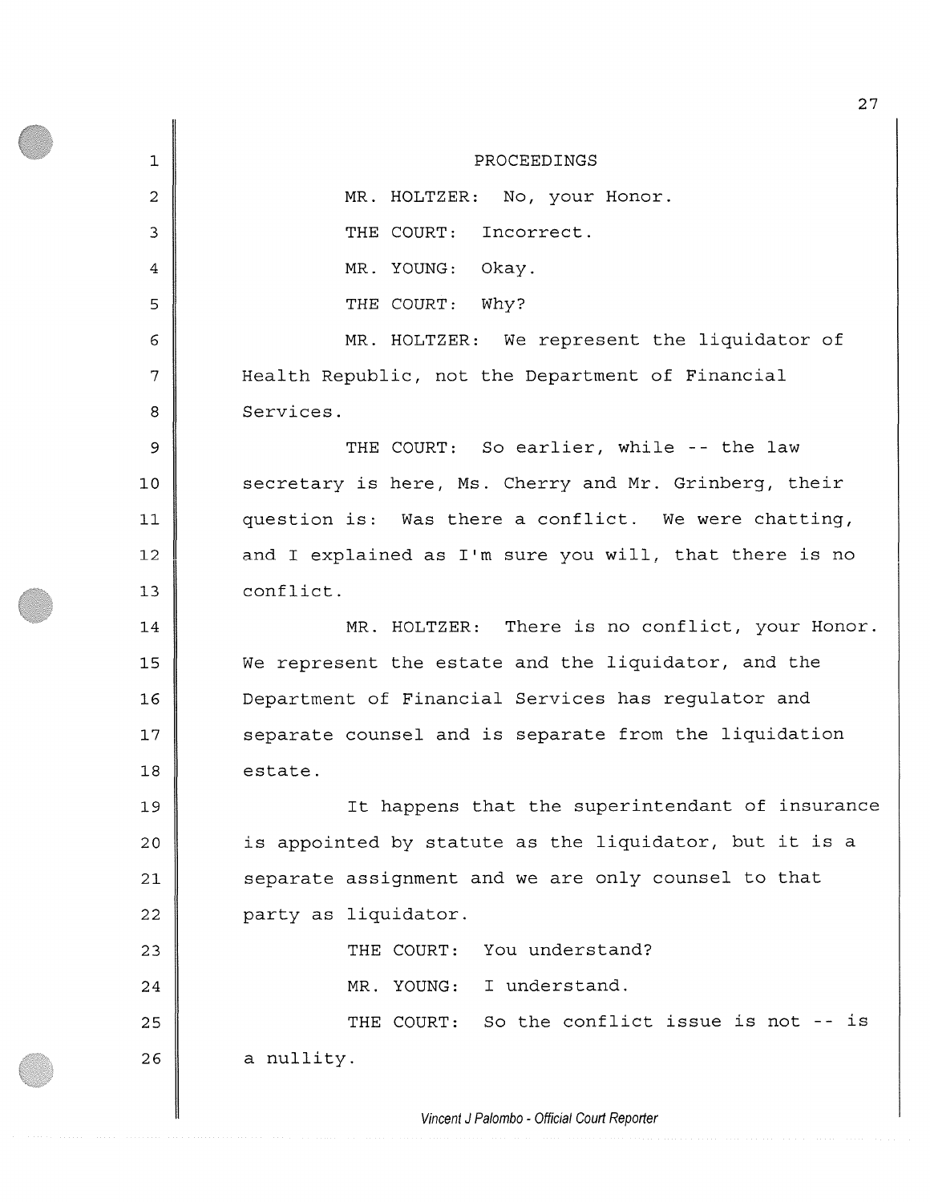PROCEEDINGS

MR. HOLTZER: No, your Honor.

THE COURT: Incorrect.

MR. YOUNG: Okay.

THE COURT: Why?

MR. HOLTZER: We represent the liquidator of Health Republic, not the Department of Financial Services.

THE COURT: So earlier, while -- the law secretary is here, Ms. Cherry and Mr. Grinberg, their question is: Was there a conflict. We were chatting, and I explained as I'm sure you will, that there is no conflict.

MR. HOLTZER: There is no conflict, your Honor. We represent the estate and the liquidator, and the Department of Financial Services has regulator and separate counsel and is separate from the liquidation estate.

It happens that the superintendant of insurance is appointed by statute as the liquidator, but it is a separate assignment and we are only counsel to that party as liquidator.

THE COURT: You understand?

MR. YOUNG: I understand.

THE COURT: So the conflict issue is not -- is a nullity.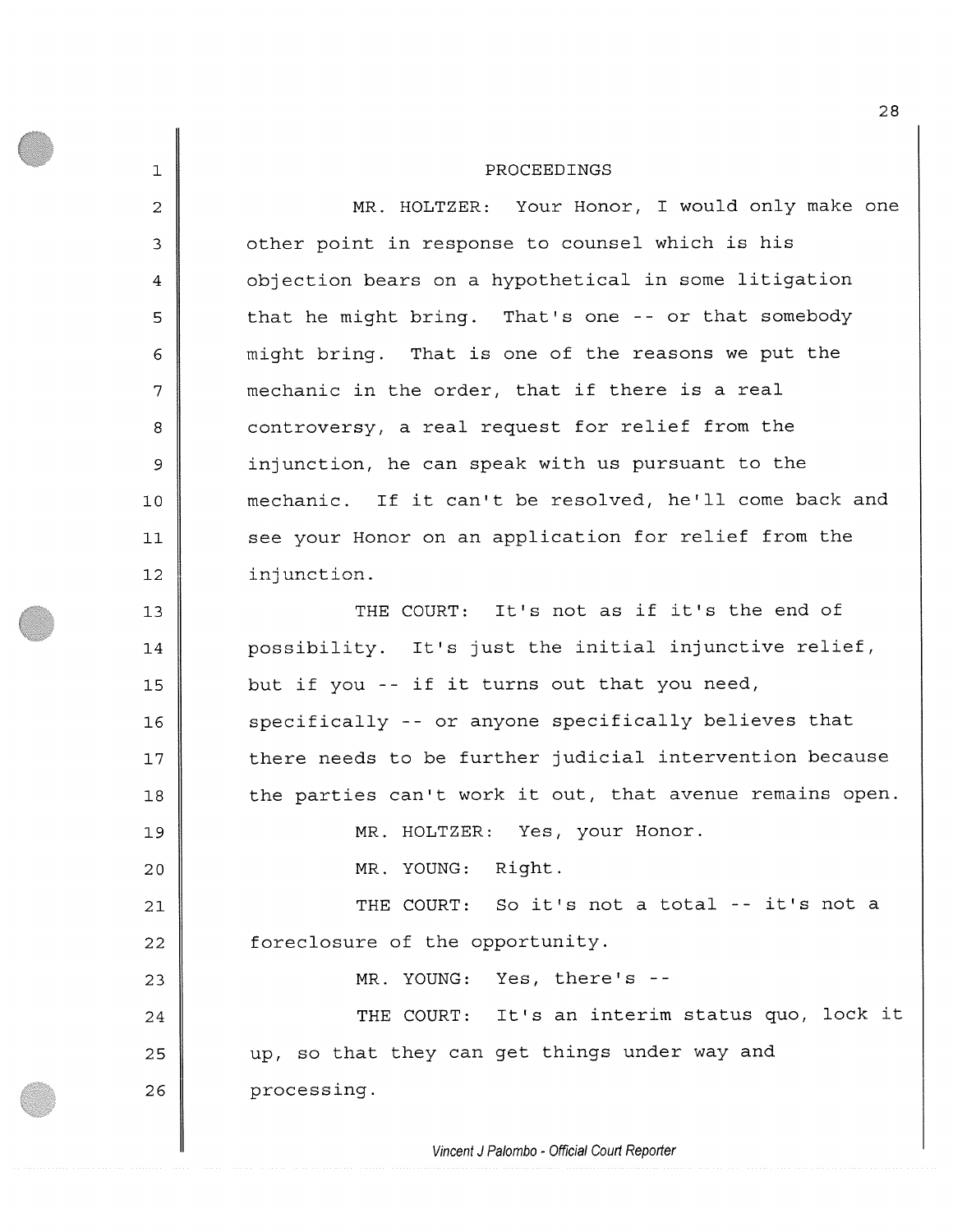PROCEEDINGS

MR. HOLTZER: Your Honor, I would only make one other point in response to counsel which is his objection bears on a hypothetical in some litigation that he might bring. That's one -- or that somebody might bring. That is one of the reasons we put the mechanic in the order, that if there is a real controversy, a real request for relief from the injunction, he can speak with us pursuant to the mechanic. If it can't be resolved, he'll come back and see your Honor on an application for relief from the injunction.

THE COURT: It's not as if it's the end of possibility. It's just the initial injunctive relief, but if you -- if it turns out that you need, specifically -- or anyone specifically believes that there needs to be further judicial intervention because the parties can't work it out, that avenue remains open.

MR. HOLTZER: Yes, your Honor.

MR. YOUNG: Right.

THE COURT: So it's not a total -- it's not a foreclosure of the opportunity.

MR. YOUNG: Yes, there's --

THE COURT: It's an interim status quo, lock it up, so that they can get things under way and processing.

*Vincent J Palombo - Official Court Reporter*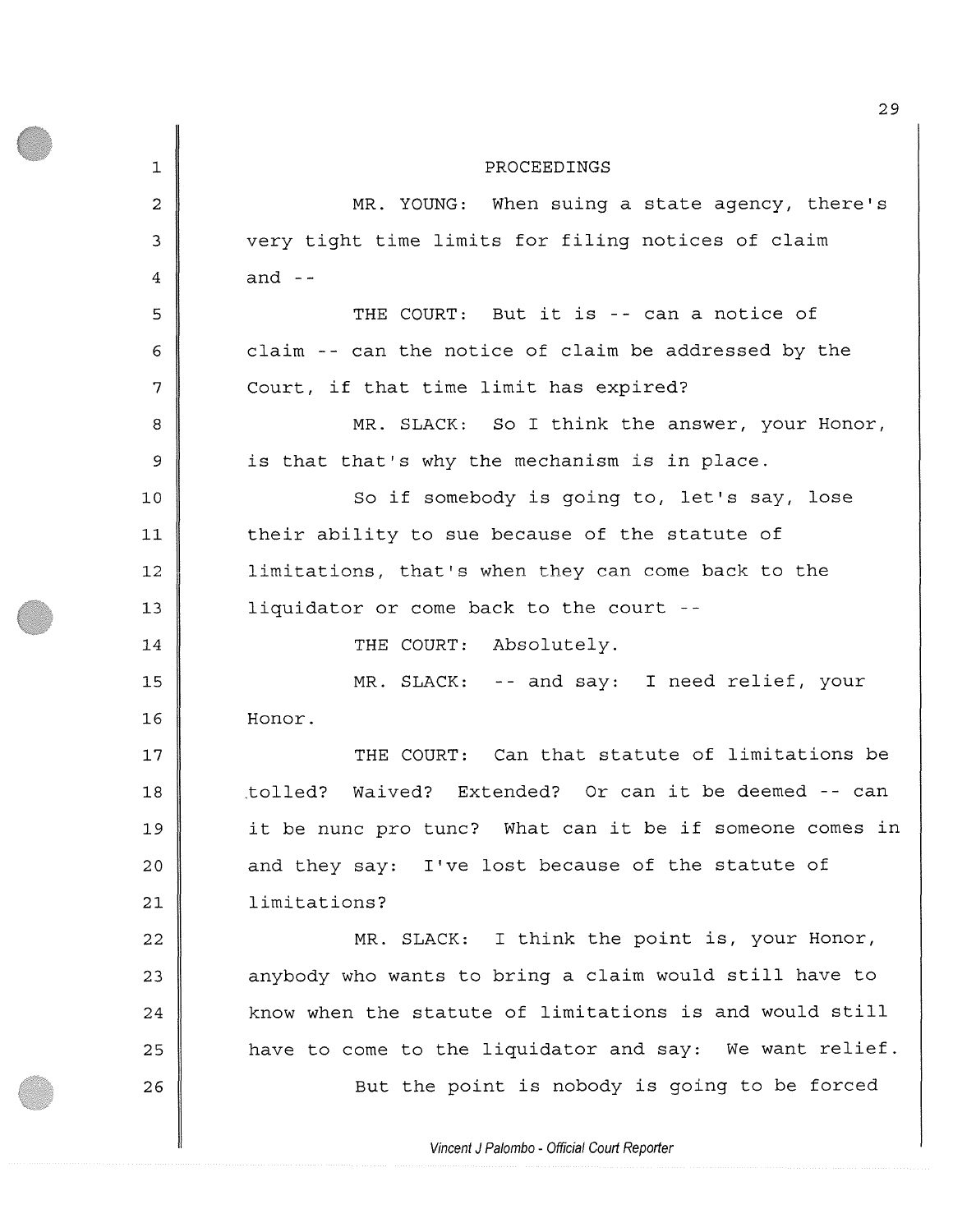PROCEEDINGS

MR. YOUNG: When suing a state agency, there's very tight time limits for filing notices of claim and --

THE COURT: But it is -- can a notice of claim -- can the notice of claim be addressed by the Court, if that time limit has expired?

MR. SLACK: So I think the answer, your Honor, is that that's why the mechanism is in place.

So if somebody is going to, let's say, lose their ability to sue because of the statute of limitations, that's when they can come back to the liquidator or come back to the court --

THE COURT: Absolutely.

MR. SLACK: -- and say: I need relief, your Honor.

THE COURT: Can that statute of limitations be tolled? Waived? Extended? Or can it be deemed -- can it be nunc pro tunc? What can it be if someone comes in and they say: I've lost because of the statute of limitations?

MR. SLACK: I think the point is, your Honor, anybody who wants to bring a claim would still have to know when the statute of limitations is and would still have to come to the liquidator and say: We want relief.

But the point is nobody is going to be forced

*Vincent J Palombo - Official Court Reporter*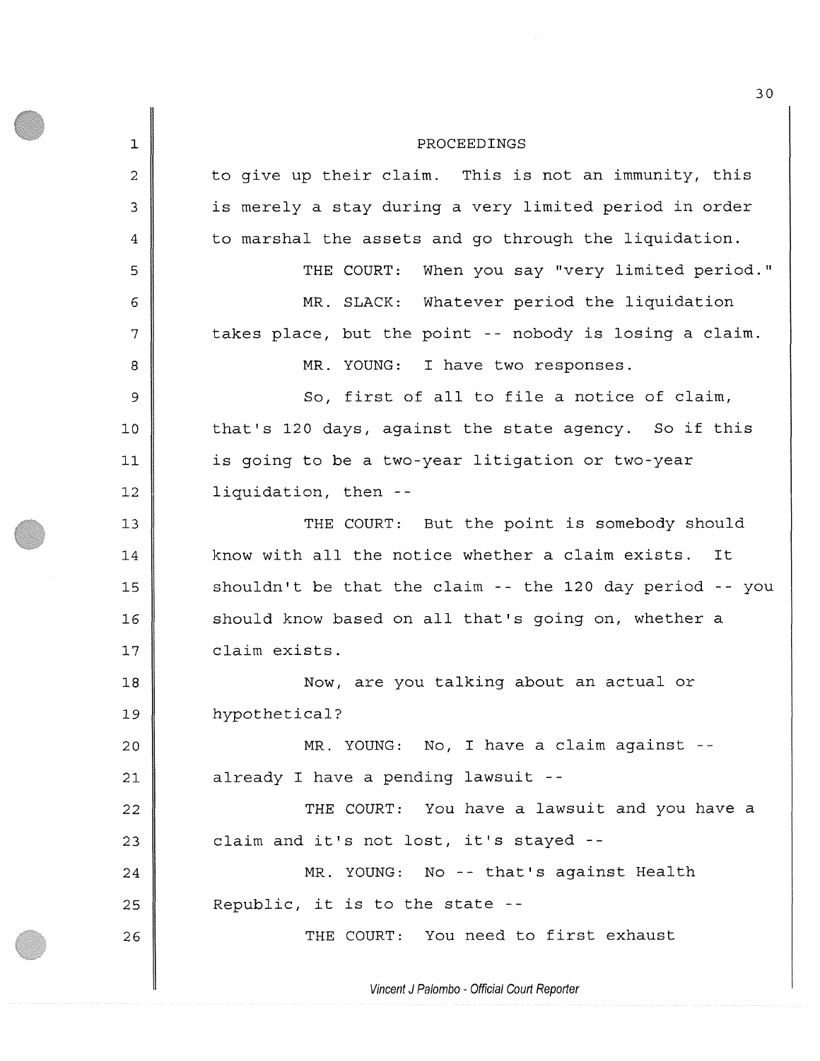PROCEEDINGS

to give up their claim. This is not an immunity, this is merely a stay during a very limited period in order to marshal the assets and go through the liquidation.

THE COURT: When you say "very limited period."

MR. SLACK: Whatever period the liquidation takes place, but the point -- nobody is losing a claim.

MR. YOUNG: I have two responses.

So, first of all to file a notice of claim, that's 120 days, against the state agency. So if this is going to be a two-year litigation or two-year liquidation, then --

THE COURT: But the point is somebody should know with all the notice whether a claim exists. It shouldn't be that the claim -- the 120 day period -- you should know based on all that's going on, whether a claim exists.

Now, are you talking about an actual or hypothetical?

MR. YOUNG: No, I have a claim against -- already I have a pending lawsuit --

THE COURT: You have a lawsuit and you have a claim and it's not lost, it's stayed --

MR. YOUNG: No -- that's against Health Republic, it is to the state --

THE COURT: You need to first exhaust

*Vincent J Palombo - Official Court Reporter*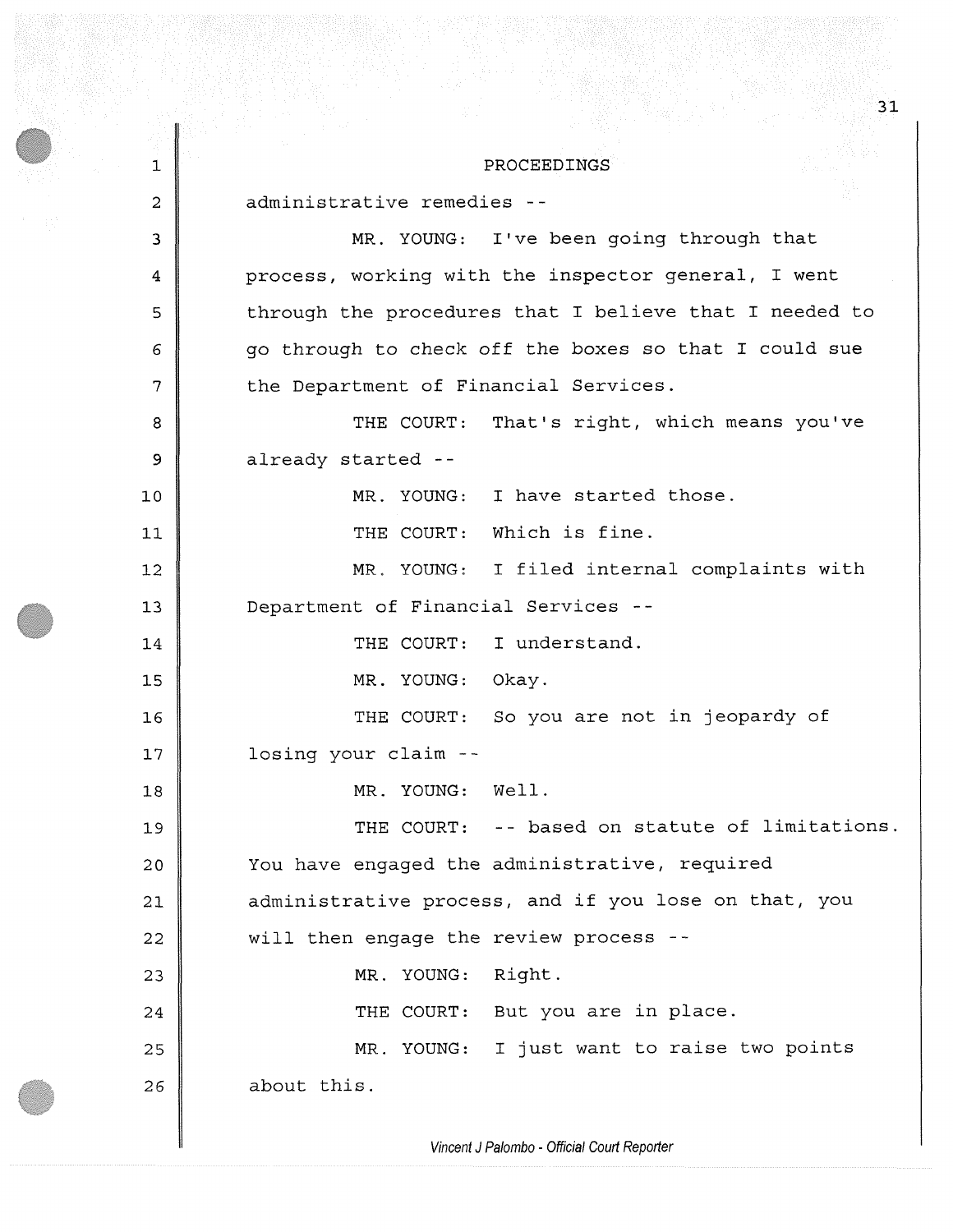PROCEEDINGS

administrative remedies --

MR. YOUNG: I've been going through that process, working with the inspector general, I went through the procedures that I believe that I needed to go through to check off the boxes so that I could sue the Department of Financial Services.

THE COURT: That's right, which means you've already started --

MR. YOUNG: I have started those.

THE COURT: Which is fine.

MR. YOUNG: I filed internal complaints with Department of Financial Services --

THE COURT: I understand.

MR. YOUNG: Okay.

THE COURT: So you are not in jeopardy of losing your claim --

MR. YOUNG: Well.

THE COURT: -- based on statute of limitations. You have engaged the administrative, required administrative process, and if you lose on that, you will then engage the review process --

MR. YOUNG: Right.

THE COURT: But you are in place.

MR. YOUNG: I just want to raise two points about this.

Vincent J Palombo - Official Court Reporter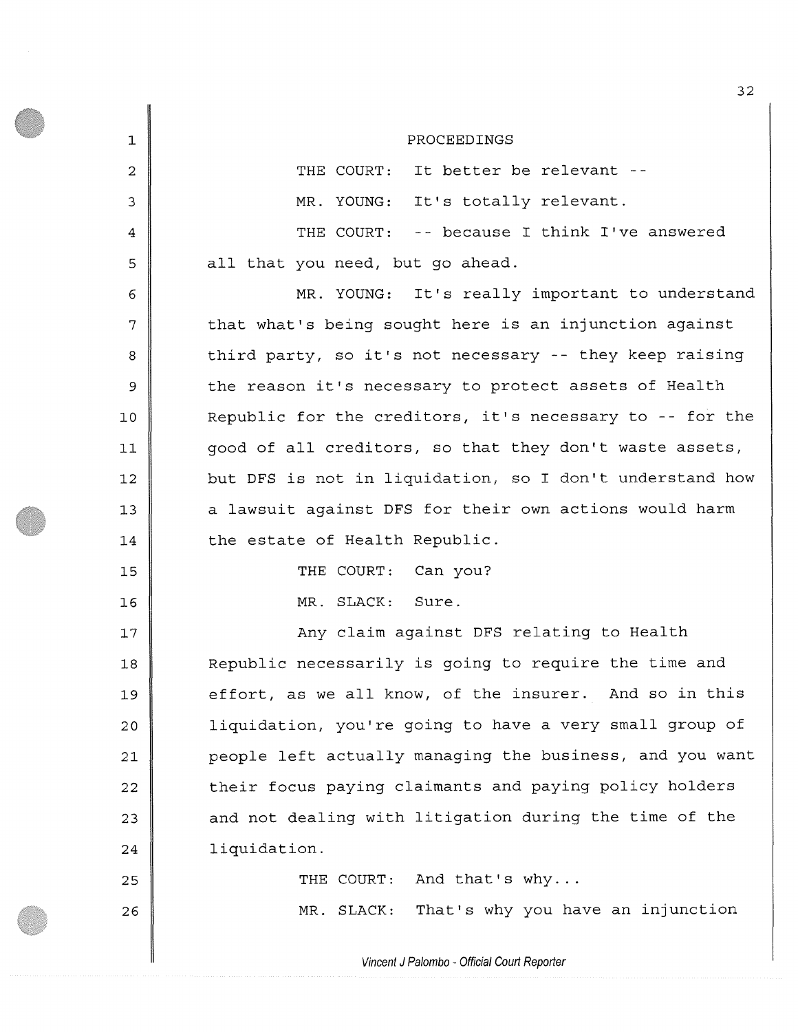PROCEEDINGS

THE COURT: It better be relevant --

MR. YOUNG: It's totally relevant.

THE COURT: -- because I think I've answered all that you need, but go ahead.

MR. YOUNG: It's really important to understand that what's being sought here is an injunction against third party, so it's not necessary -- they keep raising the reason it's necessary to protect assets of Health Republic for the creditors, it's necessary to -- for the good of all creditors, so that they don't waste assets, but DFS is not in liquidation, so I don't understand how a lawsuit against DFS for their own actions would harm the estate of Health Republic.

THE COURT: Can you?

MR. SLACK: Sure.

Any claim against DFS relating to Health Republic necessarily is going to require the time and effort, as we all know, of the insurer. And so in this liquidation, you're going to have a very small group of people left actually managing the business, and you want their focus paying claimants and paying policy holders and not dealing with litigation during the time of the liquidation.

THE COURT: And that's why...

MR. SLACK: That's why you have an injunction

*Vincent J Palombo - Official Court Reporter*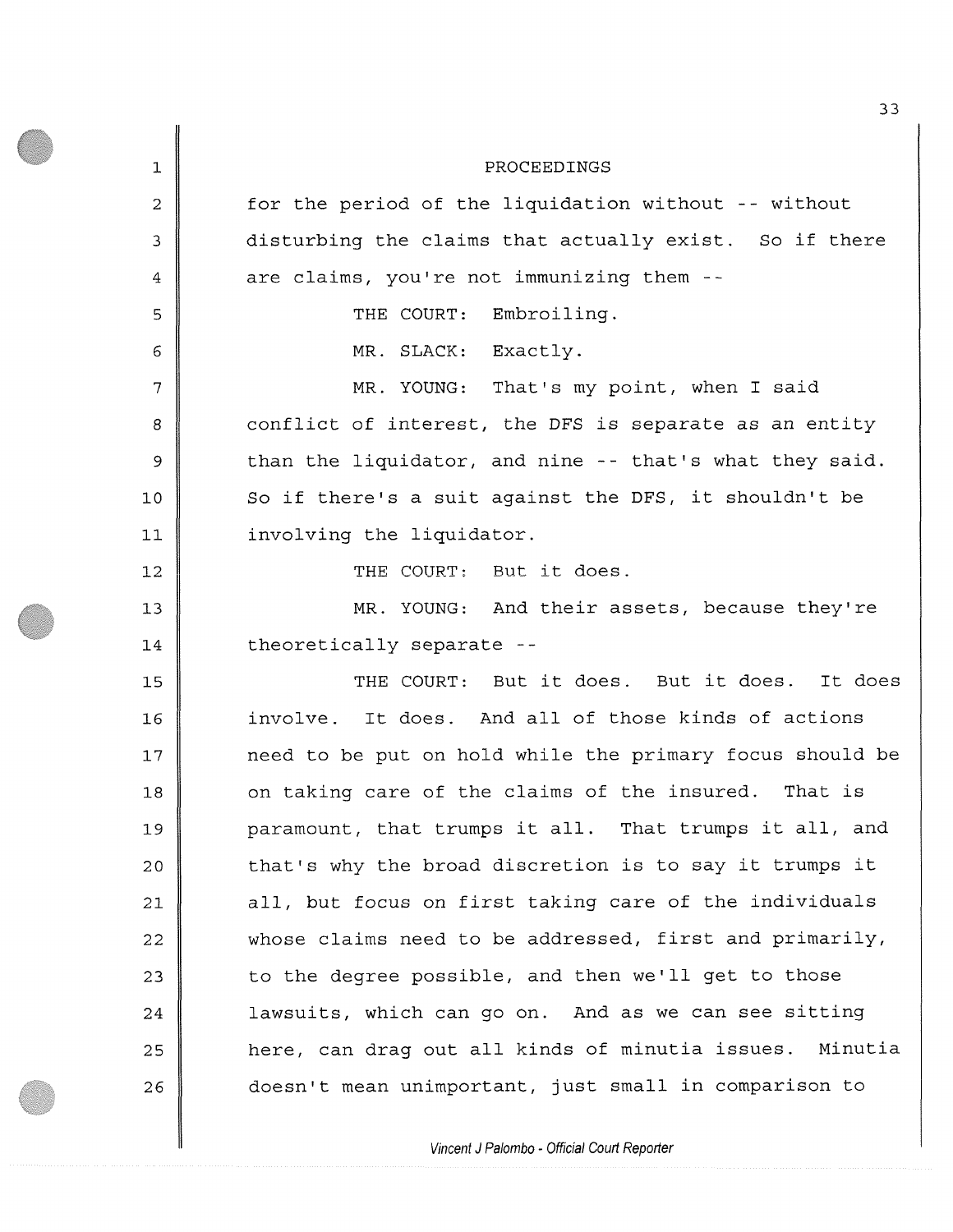PROCEEDINGS

for the period of the liquidation without -- without disturbing the claims that actually exist. So if there are claims, you're not immunizing them --

THE COURT: Embroiling.

MR. SLACK: Exactly.

MR. YOUNG: That's my point, when I said conflict of interest, the DFS is separate as an entity than the liquidator, and nine -- that's what they said. So if there's a suit against the DFS, it shouldn't be involving the liquidator.

THE COURT: But it does.

MR. YOUNG: And their assets, because they're theoretically separate --

THE COURT: But it does. But it does. It does involve. It does. And all of those kinds of actions need to be put on hold while the primary focus should be on taking care of the claims of the insured. That is paramount, that trumps it all. That trumps it all, and that's why the broad discretion is to say it trumps it all, but focus on first taking care of the individuals whose claims need to be addressed, first and primarily, to the degree possible, and then we'll get to those lawsuits, which can go on. And as we can see sitting here, can drag out all kinds of minutia issues. Minutia doesn't mean unimportant, just small in comparison to

*Vincent J Palombo - Official Court Reporter*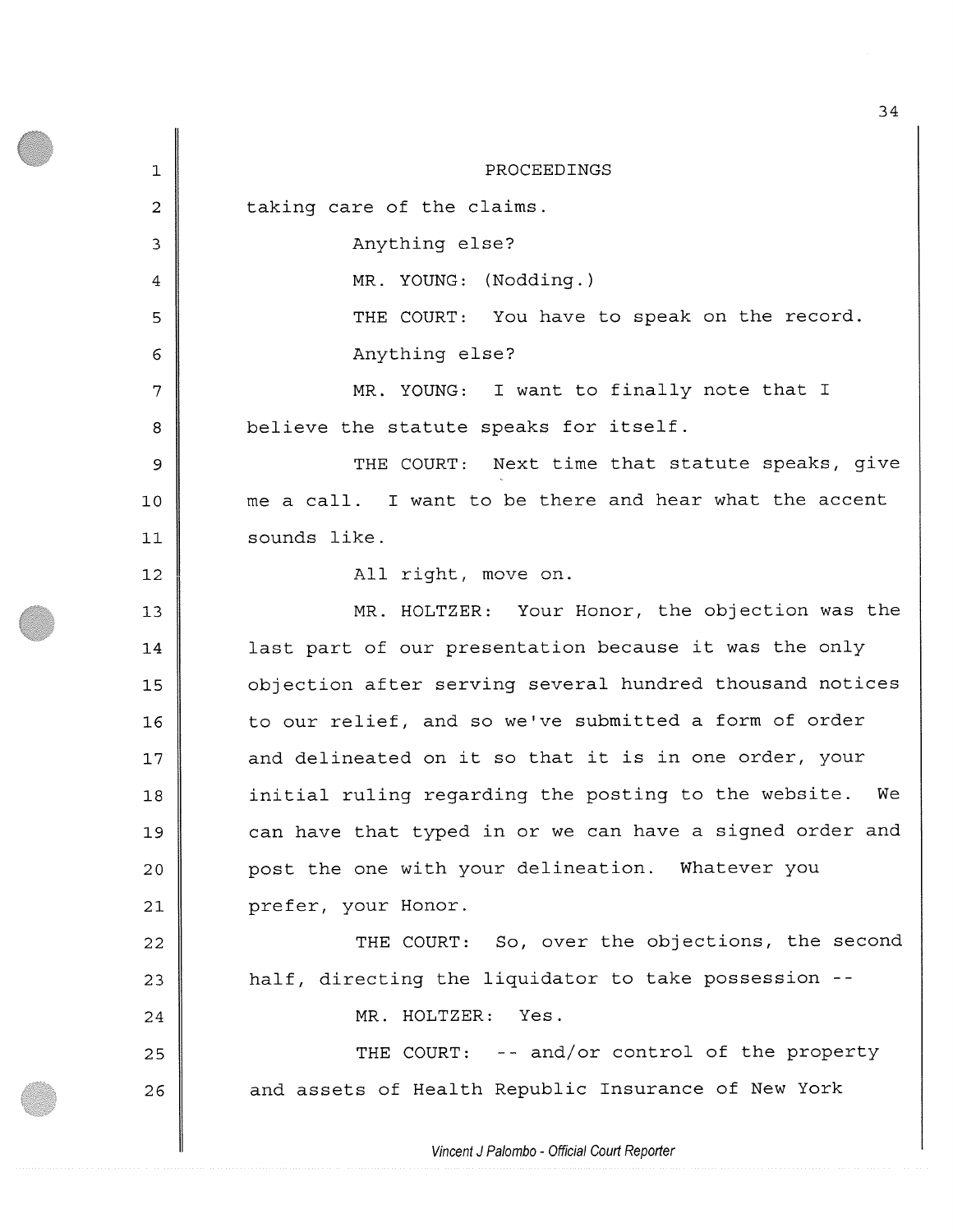PROCEEDINGS

taking care of the claims.

Anything else?

MR. YOUNG: (Nodding.)

THE COURT: You have to speak on the record.

Anything else?

MR. YOUNG: I want to finally note that I believe the statute speaks for itself.

THE COURT: Next time that statute speaks, give me a call. I want to be there and hear what the accent sounds like.

All right, move on.

MR. HOLTZER: Your Honor, the objection was the last part of our presentation because it was the only objection after serving several hundred thousand notices to our relief, and so we've submitted a form of order and delineated on it so that it is in one order, your initial ruling regarding the posting to the website. We can have that typed in or we can have a signed order and post the one with your delineation. Whatever you prefer, your Honor.

THE COURT: So, over the objections, the second half, directing the liquidator to take possession --

MR. HOLTZER: Yes.

THE COURT: -- and/or control of the property and assets of Health Republic Insurance of New York

*Vincent J Palombo - Official Court Reporter*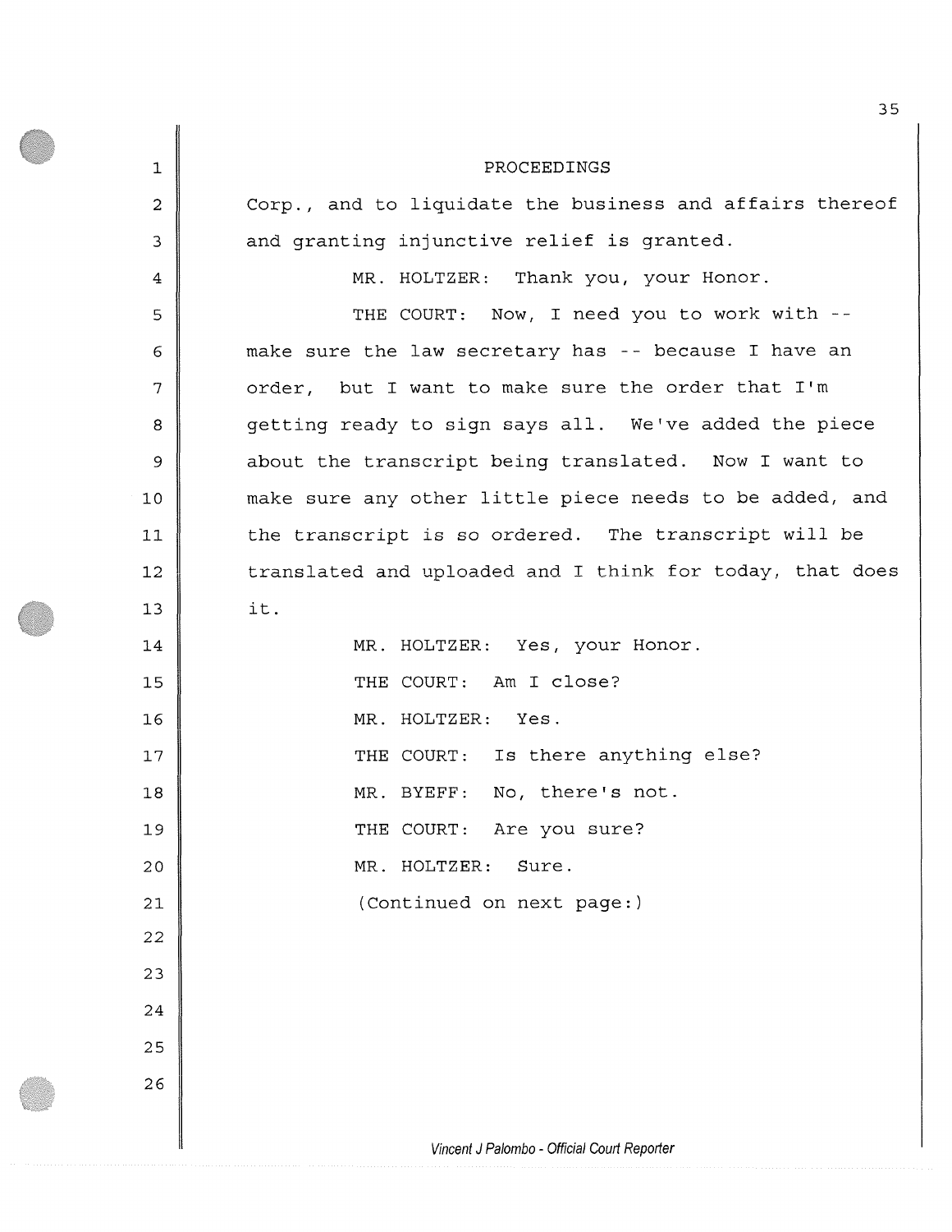PROCEEDINGS

Corp., and to liquidate the business and affairs thereof and granting injunctive relief is granted.

MR. HOLTZER: Thank you, your Honor.

THE COURT: Now, I need you to work with -- make sure the law secretary has -- because I have an order, but I want to make sure the order that I'm getting ready to sign says all. We've added the piece about the transcript being translated. Now I want to make sure any other little piece needs to be added, and the transcript is so ordered. The transcript will be translated and uploaded and I think for today, that does it.

MR. HOLTZER: Yes, your Honor.

THE COURT: Am I close?

MR. HOLTZER: Yes.

THE COURT: Is there anything else?

MR. BYEFF: No, there's not.

THE COURT: Are you sure?

MR. HOLTZER: Sure.

(Continued on next page:)

*Vincent J Palombo - Official Court Reporter*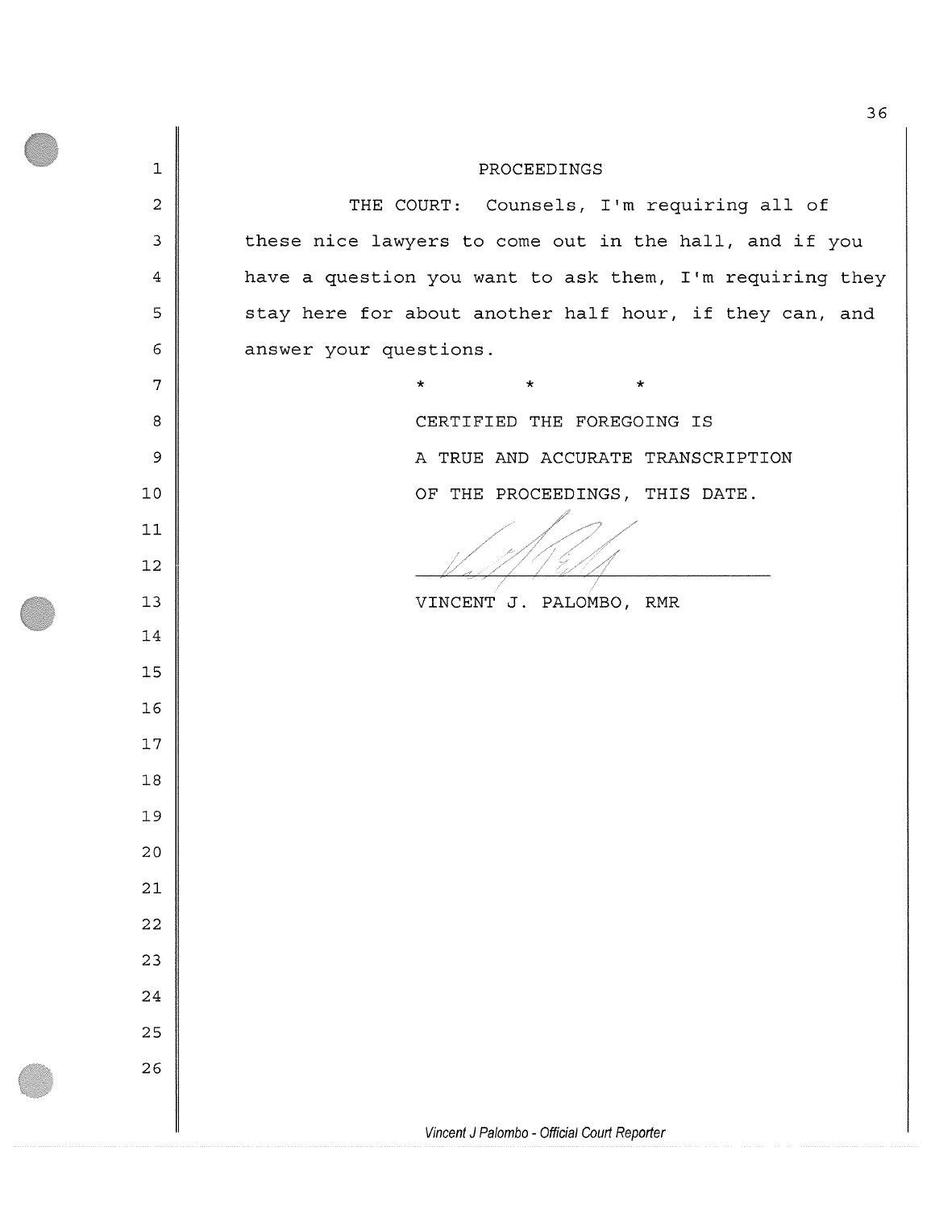PROCEEDINGS

THE COURT: Counsels, I'm requiring all of these nice lawyers to come out in the hall, and if you have a question you want to ask them, I'm requiring they stay here for about another half hour, if they can, and answer your questions.

\*     \*     \*

CERTIFIED THE FOREGOING IS
A TRUE AND ACCURATE TRANSCRIPTION
OF THE PROCEEDINGS, THIS DATE.

VINCENT J. PALOMBO, RMR